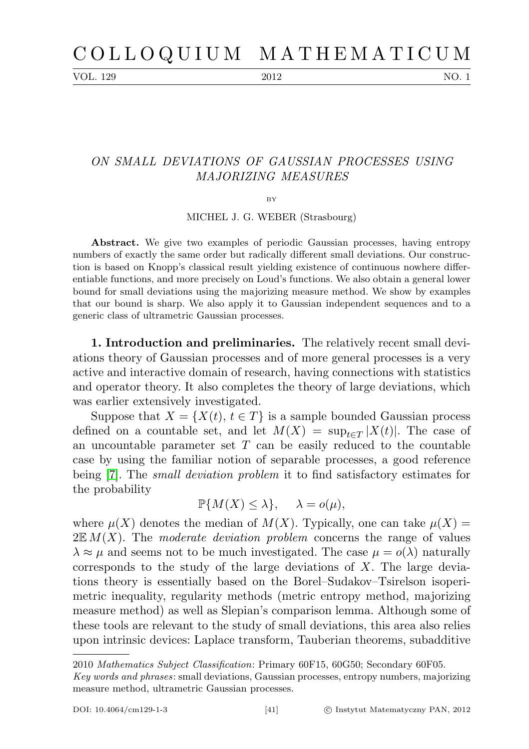# ON SMALL DEVIATIONS OF GAUSSIAN PROCESSES USING MAJORIZING MEASURES

BY

MICHEL J. G. WEBER (Strasbourg)

**Abstract.** We give two examples of periodic Gaussian processes, having entropy numbers of exactly the same order but radically different small deviations. Our construction is based on Knopp's classical result yielding existence of continuous nowhere differentiable functions, and more precisely on Loud's functions. We also obtain a general lower bound for small deviations using the majorizing measure method. We show by examples that our bound is sharp. We also apply it to Gaussian independent sequences and to a generic class of ultrametric Gaussian processes.

**1. Introduction and preliminaries.** The relatively recent small deviations theory of Gaussian processes and of more general processes is a very active and interactive domain of research, having connections with statistics and operator theory. It also completes the theory of large deviations, which was earlier extensively investigated.

Suppose that $X = \{X(t), t \in T\}$ is a sample bounded Gaussian process defined on a countable set, and let $M(X) = \sup_{t\in T} |X(t)|$. The case of an uncountable parameter set $T$ can be easily reduced to the countable case by using the familiar notion of separable processes, a good reference being [7]. The *small deviation problem* it to find satisfactory estimates for the probability

$$\mathbb{P}\{M(X) \le \lambda\}, \quad \lambda = o(\mu),$$

where $\mu(X)$ denotes the median of $M(X)$. Typically, one can take $\mu(X) = 2\mathbb{E}\, M(X)$. The *moderate deviation problem* concerns the range of values $\lambda \approx \mu$ and seems not to be much investigated. The case $\mu = o(\lambda)$ naturally corresponds to the study of the large deviations of $X$. The large deviations theory is essentially based on the Borel–Sudakov–Tsirelson isoperimetric inequality, regularity methods (metric entropy method, majorizing measure method) as well as Slepian's comparison lemma. Although some of these tools are relevant to the study of small deviations, this area also relies upon intrinsic devices: Laplace transform, Tauberian theorems, subadditive

---

2010 *Mathematics Subject Classification*: Primary 60F15, 60G50; Secondary 60F05.

*Key words and phrases*: small deviations, Gaussian processes, entropy numbers, majorizing measure method, ultrametric Gaussian processes.

DOI: 10.4064/cm129-1-3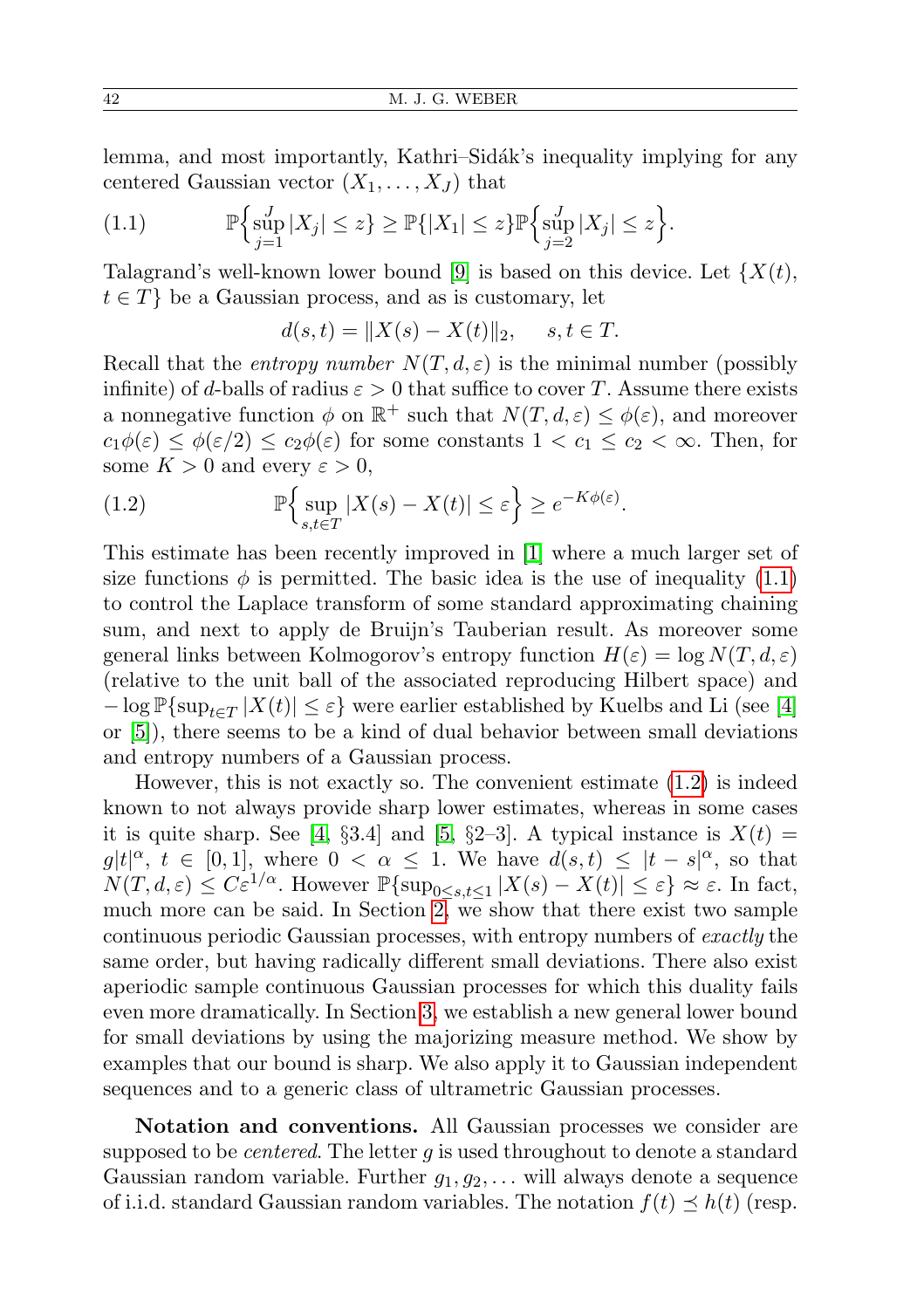lemma, and most importantly, Kathri–Sidák's inequality implying for any centered Gaussian vector $(X_1, \ldots, X_J)$ that

$$\mathbb{P}\Big\{\sup_{j=1}^{J} |X_j| \le z\Big\} \ge \mathbb{P}\{|X_1| \le z\}\mathbb{P}\Big\{\sup_{j=2}^{J} |X_j| \le z\Big\}. \tag{1.1}$$

Talagrand's well-known lower bound [9] is based on this device. Let $\{X(t), t \in T\}$ be a Gaussian process, and as is customary, let

$$d(s,t) = \|X(s) - X(t)\|_2, \qquad s,t \in T.$$

Recall that the *entropy number* $N(T,d,\varepsilon)$ is the minimal number (possibly infinite) of $d$-balls of radius $\varepsilon > 0$ that suffice to cover $T$. Assume there exists a nonnegative function $\phi$ on $\mathbb{R}^+$ such that $N(T,d,\varepsilon) \le \phi(\varepsilon)$, and moreover $c_1\phi(\varepsilon) \le \phi(\varepsilon/2) \le c_2\phi(\varepsilon)$ for some constants $1 < c_1 \le c_2 < \infty$. Then, for some $K > 0$ and every $\varepsilon > 0$,

$$\mathbb{P}\Big\{\sup_{s,t\in T} |X(s) - X(t)| \le \varepsilon\Big\} \ge e^{-K\phi(\varepsilon)}. \tag{1.2}$$

This estimate has been recently improved in [1] where a much larger set of size functions $\phi$ is permitted. The basic idea is the use of inequality (1.1) to control the Laplace transform of some standard approximating chaining sum, and next to apply de Bruijn's Tauberian result. As moreover some general links between Kolmogorov's entropy function $H(\varepsilon) = \log N(T,d,\varepsilon)$ (relative to the unit ball of the associated reproducing Hilbert space) and $-\log \mathbb{P}\{\sup_{t\in T} |X(t)| \le \varepsilon\}$ were earlier established by Kuelbs and Li (see [4] or [5]), there seems to be a kind of dual behavior between small deviations and entropy numbers of a Gaussian process.

However, this is not exactly so. The convenient estimate (1.2) is indeed known to not always provide sharp lower estimates, whereas in some cases it is quite sharp. See [4, §3.4] and [5, §2–3]. A typical instance is $X(t) = g|t|^\alpha$, $t \in [0,1]$, where $0 < \alpha \le 1$. We have $d(s,t) \le |t-s|^\alpha$, so that $N(T,d,\varepsilon) \le C\varepsilon^{1/\alpha}$. However $\mathbb{P}\{\sup_{0\le s,t\le 1} |X(s) - X(t)| \le \varepsilon\} \approx \varepsilon$. In fact, much more can be said. In Section 2, we show that there exist two sample continuous periodic Gaussian processes, with entropy numbers of *exactly* the same order, but having radically different small deviations. There also exist aperiodic sample continuous Gaussian processes for which this duality fails even more dramatically. In Section 3, we establish a new general lower bound for small deviations by using the majorizing measure method. We show by examples that our bound is sharp. We also apply it to Gaussian independent sequences and to a generic class of ultrametric Gaussian processes.

**Notation and conventions.** All Gaussian processes we consider are supposed to be *centered*. The letter $g$ is used throughout to denote a standard Gaussian random variable. Further $g_1, g_2, \ldots$ will always denote a sequence of i.i.d. standard Gaussian random variables. The notation $f(t) \preceq h(t)$ (resp.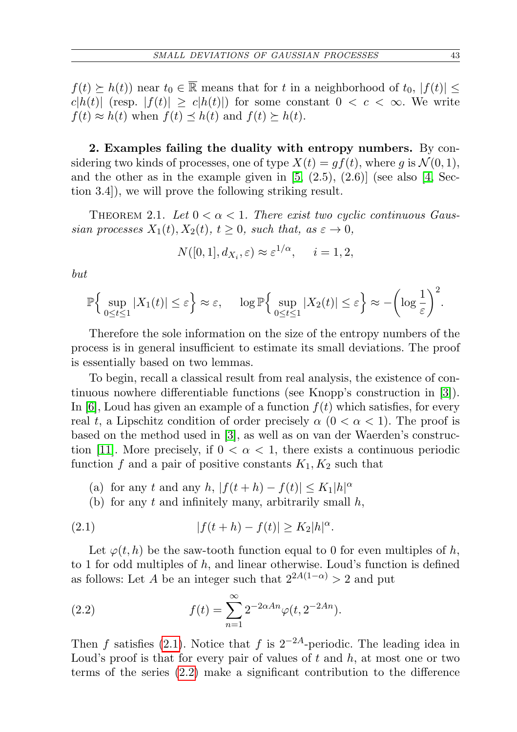$f(t) \succeq h(t)$) near $t_0 \in \overline{\mathbb{R}}$ means that for $t$ in a neighborhood of $t_0$, $|f(t)| \le c|h(t)|$ (resp. $|f(t)| \ge c|h(t)|$) for some constant $0 < c < \infty$. We write $f(t) \approx h(t)$ when $f(t) \preceq h(t)$ and $f(t) \succeq h(t)$.

**2. Examples failing the duality with entropy numbers.** By considering two kinds of processes, one of type $X(t) = gf(t)$, where $g$ is $\mathcal{N}(0,1)$, and the other as in the example given in [5, (2.5), (2.6)] (see also [4, Section 3.4]), we will prove the following striking result.

Theorem 2.1. *Let $0 < \alpha < 1$. There exist two cyclic continuous Gaussian processes $X_1(t), X_2(t)$, $t \ge 0$, such that, as $\varepsilon \to 0$,*

$$N([0,1], d_{X_i}, \varepsilon) \approx \varepsilon^{1/\alpha}, \qquad i = 1,2,$$

*but*

$$\mathbb{P}\Big\{ \sup_{0\le t\le 1} |X_1(t)| \le \varepsilon \Big\} \approx \varepsilon, \qquad \log \mathbb{P}\Big\{ \sup_{0\le t\le 1} |X_2(t)| \le \varepsilon \Big\} \approx -\left(\log \frac{1}{\varepsilon}\right)^2.$$

Therefore the sole information on the size of the entropy numbers of the process is in general insufficient to estimate its small deviations. The proof is essentially based on two lemmas.

To begin, recall a classical result from real analysis, the existence of continuous nowhere differentiable functions (see Knopp's construction in [3]). In [6], Loud has given an example of a function $f(t)$ which satisfies, for every real $t$, a Lipschitz condition of order precisely $\alpha$ ($0 < \alpha < 1$). The proof is based on the method used in [3], as well as on van der Waerden's construction [11]. More precisely, if $0 < \alpha < 1$, there exists a continuous periodic function $f$ and a pair of positive constants $K_1, K_2$ such that

(a) for any $t$ and any $h$, $|f(t+h) - f(t)| \le K_1 |h|^\alpha$

(b) for any $t$ and infinitely many, arbitrarily small $h$,

$$|f(t+h) - f(t)| \ge K_2 |h|^\alpha. \tag{2.1}$$

Let $\varphi(t,h)$ be the saw-tooth function equal to 0 for even multiples of $h$, to 1 for odd multiples of $h$, and linear otherwise. Loud's function is defined as follows: Let $A$ be an integer such that $2^{2A(1-\alpha)} > 2$ and put

$$f(t) = \sum_{n=1}^{\infty} 2^{-2\alpha A n} \varphi(t, 2^{-2An}). \tag{2.2}$$

Then $f$ satisfies (2.1). Notice that $f$ is $2^{-2A}$-periodic. The leading idea in Loud's proof is that for every pair of values of $t$ and $h$, at most one or two terms of the series (2.2) make a significant contribution to the difference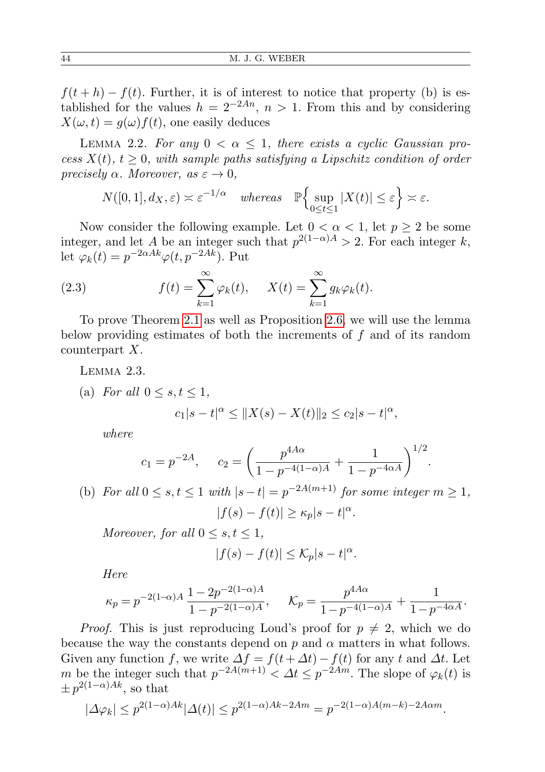$f(t+h) - f(t)$. Further, it is of interest to notice that property (b) is established for the values $h = 2^{-2An}$, $n > 1$. From this and by considering $X(\omega, t) = g(\omega) f(t)$, one easily deduces

LEMMA 2.2. *For any $0 < \alpha \le 1$, there exists a cyclic Gaussian process $X(t)$, $t \ge 0$, with sample paths satisfying a Lipschitz condition of order precisely $\alpha$. Moreover, as $\varepsilon \to 0$,*

$$N([0,1], d_X, \varepsilon) \asymp \varepsilon^{-1/\alpha} \quad \textit{whereas} \quad \mathbb{P}\Big\{\sup_{0 \le t \le 1} |X(t)| \le \varepsilon\Big\} \asymp \varepsilon.$$

Now consider the following example. Let $0 < \alpha < 1$, let $p \ge 2$ be some integer, and let $A$ be an integer such that $p^{2(1-\alpha)A} > 2$. For each integer $k$, let $\varphi_k(t) = p^{-2\alpha Ak}\varphi(t, p^{-2Ak})$. Put

$$f(t) = \sum_{k=1}^{\infty} \varphi_k(t), \qquad X(t) = \sum_{k=1}^{\infty} g_k \varphi_k(t). \tag{2.3}$$

To prove Theorem 2.1 as well as Proposition 2.6, we will use the lemma below providing estimates of both the increments of $f$ and of its random counterpart $X$.

LEMMA 2.3.

(a) *For all $0 \le s, t \le 1$,*

$$c_1 |s-t|^\alpha \le \|X(s) - X(t)\|_2 \le c_2 |s-t|^\alpha,$$

*where*

$$c_1 = p^{-2A}, \qquad c_2 = \bigg(\frac{p^{4A\alpha}}{1 - p^{-4(1-\alpha)A}} + \frac{1}{1 - p^{-4\alpha A}}\bigg)^{1/2}.$$

(b) *For all $0 \le s, t \le 1$ with $|s-t| = p^{-2A(m+1)}$ for some integer $m \ge 1$,*

$$|f(s) - f(t)| \ge \kappa_p |s-t|^\alpha.$$

*Moreover, for all $0 \le s, t \le 1$,*

$$|f(s) - f(t)| \le \mathcal{K}_p |s-t|^\alpha.$$

*Here*

$$\kappa_p = p^{-2(1-\alpha)A}\,\frac{1 - 2p^{-2(1-\alpha)A}}{1 - p^{-2(1-\alpha)A}}, \qquad \mathcal{K}_p = \frac{p^{4A\alpha}}{1 - p^{-4(1-\alpha)A}} + \frac{1}{1 - p^{-4\alpha A}}.$$

*Proof.* This is just reproducing Loud's proof for $p \ne 2$, which we do because the way the constants depend on $p$ and $\alpha$ matters in what follows. Given any function $f$, we write $\Delta f = f(t + \Delta t) - f(t)$ for any $t$ and $\Delta t$. Let $m$ be the integer such that $p^{-2A(m+1)} < \Delta t \le p^{-2Am}$. The slope of $\varphi_k(t)$ is $\pm\, p^{2(1-\alpha)Ak}$, so that

$$|\Delta \varphi_k| \le p^{2(1-\alpha)Ak} |\Delta(t)| \le p^{2(1-\alpha)Ak - 2Am} = p^{-2(1-\alpha)A(m-k) - 2A\alpha m}.$$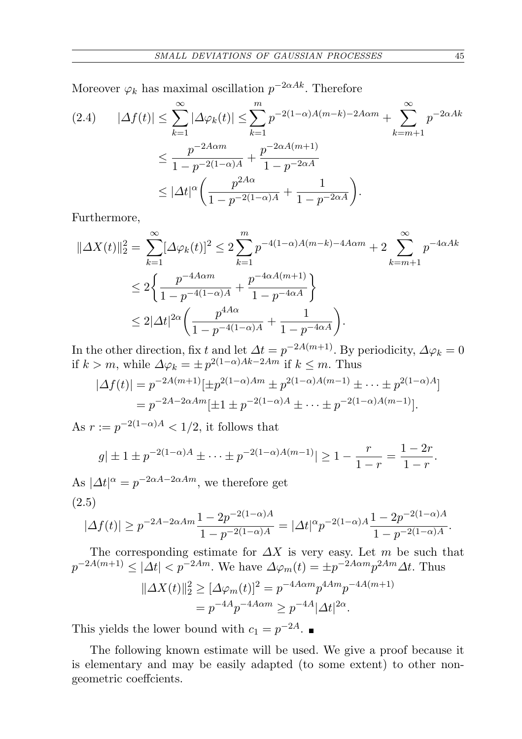Moreover $\varphi_k$ has maximal oscillation $p^{-2\alpha Ak}$. Therefore

$$
\begin{aligned}
(2.4)\qquad |\Delta f(t)| &\le \sum_{k=1}^{\infty} |\Delta\varphi_k(t)| \le \sum_{k=1}^{m} p^{-2(1-\alpha)A(m-k)-2A\alpha m} + \sum_{k=m+1}^{\infty} p^{-2\alpha Ak} \\
&\le \frac{p^{-2A\alpha m}}{1-p^{-2(1-\alpha)A}} + \frac{p^{-2\alpha A(m+1)}}{1-p^{-2\alpha A}} \\
&\le |\Delta t|^{\alpha}\bigg(\frac{p^{2A\alpha}}{1-p^{-2(1-\alpha)A}} + \frac{1}{1-p^{-2\alpha A}}\bigg).
\end{aligned}
$$

Furthermore,

$$
\begin{aligned}
\|\Delta X(t)\|_2^2 &= \sum_{k=1}^{\infty} [\Delta\varphi_k(t)]^2 \le 2\sum_{k=1}^{m} p^{-4(1-\alpha)A(m-k)-4A\alpha m} + 2\sum_{k=m+1}^{\infty} p^{-4\alpha Ak} \\
&\le 2\bigg\{\frac{p^{-4A\alpha m}}{1-p^{-4(1-\alpha)A}} + \frac{p^{-4\alpha A(m+1)}}{1-p^{-4\alpha A}}\bigg\} \\
&\le 2|\Delta t|^{2\alpha}\bigg(\frac{p^{4A\alpha}}{1-p^{-4(1-\alpha)A}} + \frac{1}{1-p^{-4\alpha A}}\bigg).
\end{aligned}
$$

In the other direction, fix $t$ and let $\Delta t = p^{-2A(m+1)}$. By periodicity, $\Delta\varphi_k = 0$ if $k > m$, while $\Delta\varphi_k = \pm p^{2(1-\alpha)Ak-2Am}$ if $k \le m$. Thus

$$
\begin{aligned}
|\Delta f(t)| &= p^{-2A(m+1)}[\pm p^{2(1-\alpha)Am} \pm p^{2(1-\alpha)A(m-1)} \pm \cdots \pm p^{2(1-\alpha)A}] \\
&= p^{-2A-2\alpha Am}[\pm 1 \pm p^{-2(1-\alpha)A} \pm \cdots \pm p^{-2(1-\alpha)A(m-1)}].
\end{aligned}
$$

As $r := p^{-2(1-\alpha)A} < 1/2$, it follows that

$$
g| \pm 1 \pm p^{-2(1-\alpha)A} \pm \cdots \pm p^{-2(1-\alpha)A(m-1)}| \ge 1 - \frac{r}{1-r} = \frac{1-2r}{1-r}.
$$

As $|\Delta t|^{\alpha} = p^{-2\alpha A-2\alpha Am}$, we therefore get

(2.5)

$$
|\Delta f(t)| \ge p^{-2A-2\alpha Am}\frac{1-2p^{-2(1-\alpha)A}}{1-p^{-2(1-\alpha)A}} = |\Delta t|^{\alpha} p^{-2(1-\alpha)A}\frac{1-2p^{-2(1-\alpha)A}}{1-p^{-2(1-\alpha)A}}.
$$

The corresponding estimate for $\Delta X$ is very easy. Let $m$ be such that $p^{-2A(m+1)} \le |\Delta t| < p^{-2Am}$. We have $\Delta\varphi_m(t) = \pm p^{-2A\alpha m}p^{2Am}\Delta t$. Thus

$$
\begin{aligned}
\|\Delta X(t)\|_2^2 &\ge [\Delta\varphi_m(t)]^2 = p^{-4A\alpha m}p^{4Am}p^{-4A(m+1)} \\
&= p^{-4A}p^{-4A\alpha m} \ge p^{-4A}|\Delta t|^{2\alpha}.
\end{aligned}
$$

This yields the lower bound with $c_1 = p^{-2A}$. ∎

The following known estimate will be used. We give a proof because it is elementary and may be easily adapted (to some extent) to other nongeometric coeffcients.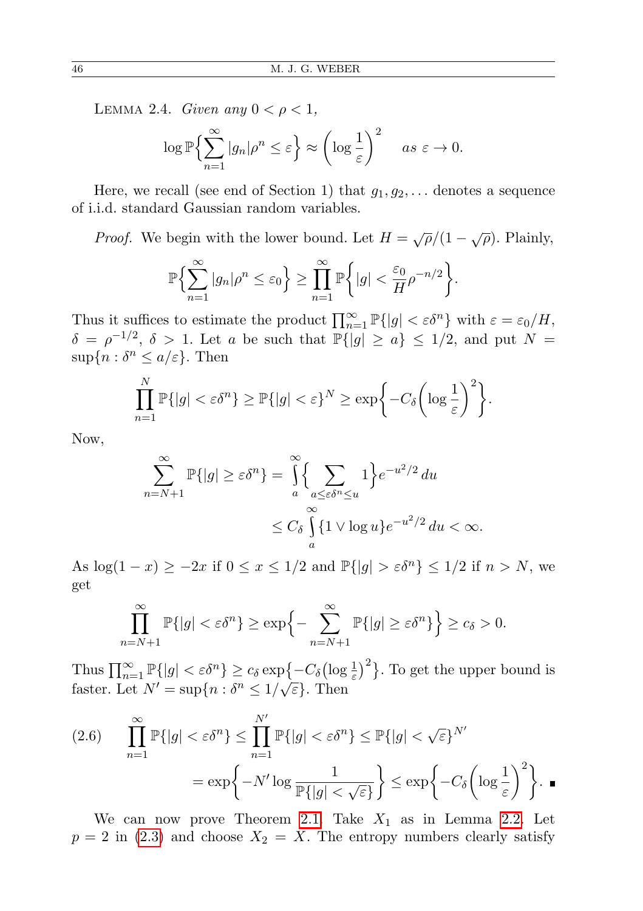**Lemma 2.4.** *Given any $0 < \rho < 1$,*

$$\log \mathbb{P}\Big\{\sum_{n=1}^{\infty} |g_n|\rho^n \le \varepsilon\Big\} \approx \left(\log \frac{1}{\varepsilon}\right)^2 \quad \textit{as } \varepsilon \to 0.$$

Here, we recall (see end of Section 1) that $g_1, g_2, \ldots$ denotes a sequence of i.i.d. standard Gaussian random variables.

*Proof.* We begin with the lower bound. Let $H = \sqrt{\rho}/(1-\sqrt{\rho})$. Plainly,

$$\mathbb{P}\Big\{\sum_{n=1}^{\infty} |g_n|\rho^n \le \varepsilon_0\Big\} \ge \prod_{n=1}^{\infty} \mathbb{P}\Big\{|g| < \frac{\varepsilon_0}{H}\rho^{-n/2}\Big\}.$$

Thus it suffices to estimate the product $\prod_{n=1}^{\infty} \mathbb{P}\{|g| < \varepsilon\delta^n\}$ with $\varepsilon = \varepsilon_0/H$, $\delta = \rho^{-1/2}$, $\delta > 1$. Let $a$ be such that $\mathbb{P}\{|g| \ge a\} \le 1/2$, and put $N = \sup\{n : \delta^n \le a/\varepsilon\}$. Then

$$\prod_{n=1}^{N} \mathbb{P}\{|g| < \varepsilon\delta^n\} \ge \mathbb{P}\{|g| < \varepsilon\}^N \ge \exp\Big\{-C_\delta\Big(\log\frac{1}{\varepsilon}\Big)^2\Big\}.$$

Now,

$$\sum_{n=N+1}^{\infty} \mathbb{P}\{|g| \ge \varepsilon\delta^n\} = \int_a^{\infty}\Big\{\sum_{a \le \varepsilon\delta^n \le u} 1\Big\} e^{-u^2/2}\, du$$
$$\le C_\delta \int_a^{\infty} \{1 \vee \log u\} e^{-u^2/2}\, du < \infty.$$

As $\log(1-x) \ge -2x$ if $0 \le x \le 1/2$ and $\mathbb{P}\{|g| > \varepsilon\delta^n\} \le 1/2$ if $n > N$, we get

$$\prod_{n=N+1}^{\infty} \mathbb{P}\{|g| < \varepsilon\delta^n\} \ge \exp\Big\{-\sum_{n=N+1}^{\infty} \mathbb{P}\{|g| \ge \varepsilon\delta^n\}\Big\} \ge c_\delta > 0.$$

Thus $\prod_{n=1}^{\infty} \mathbb{P}\{|g| < \varepsilon\delta^n\} \ge c_\delta \exp\big\{-C_\delta\big(\log\frac{1}{\varepsilon}\big)^2\big\}$. To get the upper bound is faster. Let $N' = \sup\{n : \delta^n \le 1/\sqrt{\varepsilon}\}$. Then

$$(2.6) \qquad \prod_{n=1}^{\infty} \mathbb{P}\{|g| < \varepsilon\delta^n\} \le \prod_{n=1}^{N'} \mathbb{P}\{|g| < \varepsilon\delta^n\} \le \mathbb{P}\{|g| < \sqrt{\varepsilon}\}^{N'}$$
$$= \exp\Big\{-N' \log\frac{1}{\mathbb{P}\{|g| < \sqrt{\varepsilon}\}}\Big\} \le \exp\Big\{-C_\delta\Big(\log\frac{1}{\varepsilon}\Big)^2\Big\}. \qquad \blacksquare$$

We can now prove Theorem 2.1. Take $X_1$ as in Lemma 2.2. Let $p = 2$ in (2.3) and choose $X_2 = X$. The entropy numbers clearly satisfy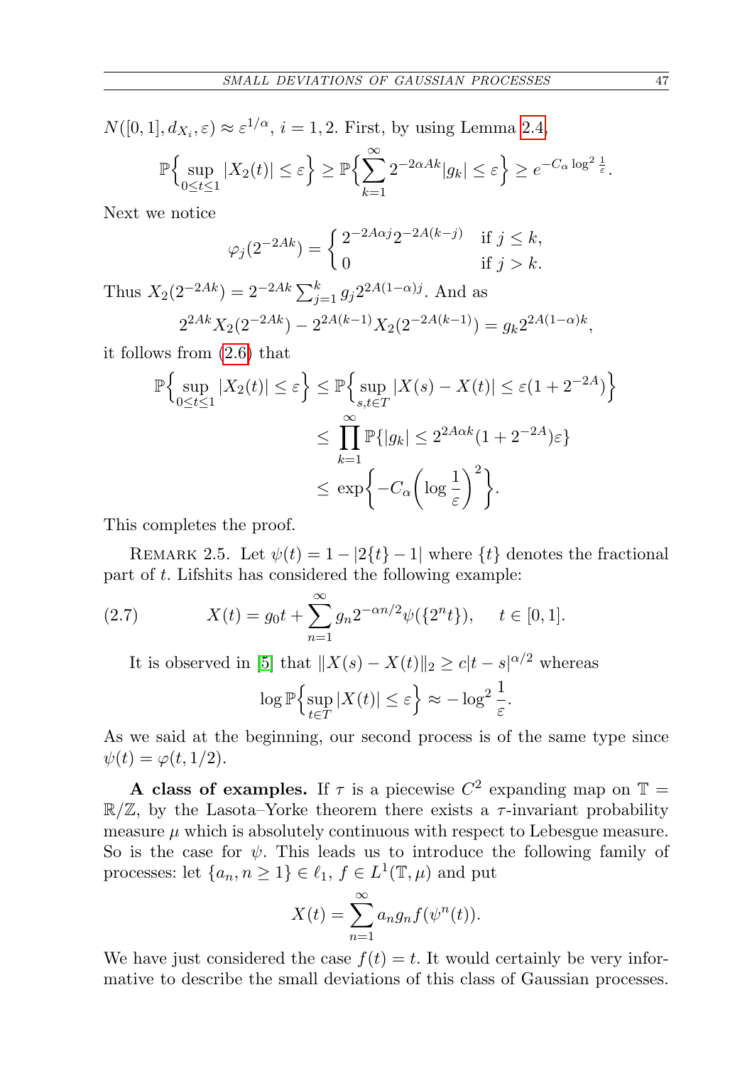$N([0,1], d_{X_i}, \varepsilon) \approx \varepsilon^{1/\alpha}$, $i = 1, 2$. First, by using Lemma 2.4,

$$\mathbb{P}\Big\{\sup_{0\le t\le 1} |X_2(t)| \le \varepsilon\Big\} \ge \mathbb{P}\Big\{\sum_{k=1}^{\infty} 2^{-2\alpha A k}|g_k| \le \varepsilon\Big\} \ge e^{-C_\alpha \log^2 \frac{1}{\varepsilon}}.$$

Next we notice

$$\varphi_j(2^{-2Ak}) = \begin{cases} 2^{-2A\alpha j}2^{-2A(k-j)} & \text{if } j \le k, \\ 0 & \text{if } j > k. \end{cases}$$

Thus $X_2(2^{-2Ak}) = 2^{-2Ak}\sum_{j=1}^{k} g_j 2^{2A(1-\alpha)j}$. And as

$$2^{2Ak}X_2(2^{-2Ak}) - 2^{2A(k-1)}X_2(2^{-2A(k-1)}) = g_k 2^{2A(1-\alpha)k},$$

it follows from (2.6) that

$$\begin{aligned}
\mathbb{P}\Big\{\sup_{0\le t\le 1} |X_2(t)| \le \varepsilon\Big\} &\le \mathbb{P}\Big\{\sup_{s,t\in T} |X(s) - X(t)| \le \varepsilon(1 + 2^{-2A})\Big\} \\
&\le \prod_{k=1}^{\infty} \mathbb{P}\{|g_k| \le 2^{2A\alpha k}(1 + 2^{-2A})\varepsilon\} \\
&\le \exp\Big\{-C_\alpha\Big(\log\frac{1}{\varepsilon}\Big)^2\Big\}.
\end{aligned}$$

This completes the proof.

Remark 2.5. Let $\psi(t) = 1 - |2\{t\} - 1|$ where $\{t\}$ denotes the fractional part of $t$. Lifshits has considered the following example:

$$X(t) = g_0 t + \sum_{n=1}^{\infty} g_n 2^{-\alpha n/2}\psi(\{2^n t\}), \qquad t \in [0,1]. \tag{2.7}$$

It is observed in [5] that $\|X(s) - X(t)\|_2 \ge c|t - s|^{\alpha/2}$ whereas

$$\log \mathbb{P}\Big\{\sup_{t\in T} |X(t)| \le \varepsilon\Big\} \approx -\log^2 \frac{1}{\varepsilon}.$$

As we said at the beginning, our second process is of the same type since $\psi(t) = \varphi(t, 1/2)$.

**A class of examples.** If $\tau$ is a piecewise $C^2$ expanding map on $\mathbb{T} = \mathbb{R}/\mathbb{Z}$, by the Lasota–Yorke theorem there exists a $\tau$-invariant probability measure $\mu$ which is absolutely continuous with respect to Lebesgue measure. So is the case for $\psi$. This leads us to introduce the following family of processes: let $\{a_n, n \ge 1\} \in \ell_1$, $f \in L^1(\mathbb{T}, \mu)$ and put

$$X(t) = \sum_{n=1}^{\infty} a_n g_n f(\psi^n(t)).$$

We have just considered the case $f(t) = t$. It would certainly be very informative to describe the small deviations of this class of Gaussian processes.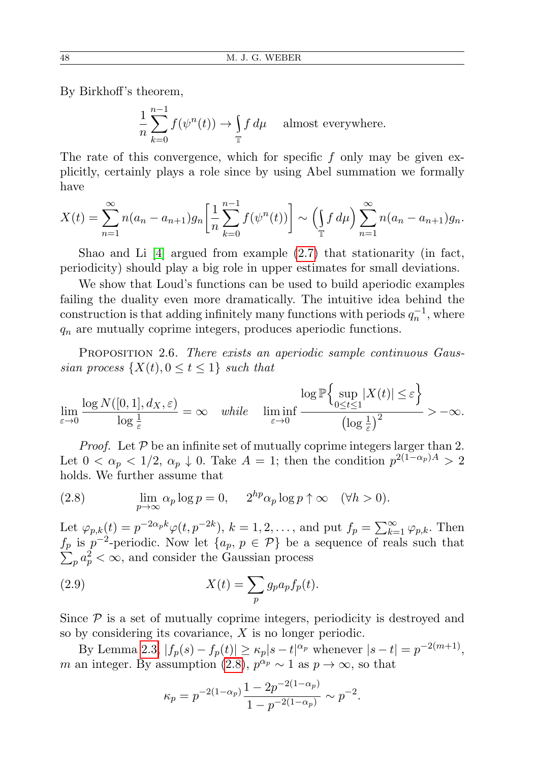By Birkhoff's theorem,

$$\frac{1}{n}\sum_{k=0}^{n-1} f(\psi^n(t)) \to \int_{\mathbb{T}} f\,d\mu \quad \text{almost everywhere.}$$

The rate of this convergence, which for specific $f$ only may be given explicitly, certainly plays a role since by using Abel summation we formally have

$$X(t) = \sum_{n=1}^{\infty} n(a_n - a_{n+1})g_n\Big[\frac{1}{n}\sum_{k=0}^{n-1} f(\psi^n(t))\Big] \sim \Big(\int_{\mathbb{T}} f\,d\mu\Big)\sum_{n=1}^{\infty} n(a_n-a_{n+1})g_n.$$

Shao and Li [4] argued from example (2.7) that stationarity (in fact, periodicity) should play a big role in upper estimates for small deviations.

We show that Loud's functions can be used to build aperiodic examples failing the duality even more dramatically. The intuitive idea behind the construction is that adding infinitely many functions with periods $q_n^{-1}$, where $q_n$ are mutually coprime integers, produces aperiodic functions.

Proposition 2.6. *There exists an aperiodic sample continuous Gaussian process $\{X(t), 0 \le t \le 1\}$ such that*

$$\lim_{\varepsilon\to 0} \frac{\log N([0,1], d_X, \varepsilon)}{\log\frac{1}{\varepsilon}} = \infty \quad \textit{while} \quad \liminf_{\varepsilon\to 0} \frac{\log \mathbb{P}\Big\{\sup\limits_{0\le t\le 1} |X(t)| \le \varepsilon\Big\}}{\big(\log\frac{1}{\varepsilon}\big)^2} > -\infty.$$

*Proof.* Let $\mathcal{P}$ be an infinite set of mutually coprime integers larger than 2. Let $0<\alpha_p<1/2$, $\alpha_p \downarrow 0$. Take $A=1$; then the condition $p^{2(1-\alpha_p)A} > 2$ holds. We further assume that

$$\lim_{p\to\infty} \alpha_p \log p = 0, \qquad 2^{hp}\alpha_p \log p \uparrow \infty \quad (\forall h>0). \tag{2.8}$$

Let $\varphi_{p,k}(t) = p^{-2\alpha_p k}\varphi(t, p^{-2k})$, $k=1,2,\ldots$, and put $f_p = \sum_{k=1}^{\infty}\varphi_{p,k}$. Then $f_p$ is $p^{-2}$-periodic. Now let $\{a_p,\ p\in\mathcal{P}\}$ be a sequence of reals such that $\sum_p a_p^2 < \infty$, and consider the Gaussian process

$$X(t) = \sum_p g_p a_p f_p(t). \tag{2.9}$$

Since $\mathcal{P}$ is a set of mutually coprime integers, periodicity is destroyed and so by considering its covariance, $X$ is no longer periodic.

By Lemma 2.3, $|f_p(s)-f_p(t)| \ge \kappa_p|s-t|^{\alpha_p}$ whenever $|s-t| = p^{-2(m+1)}$, $m$ an integer. By assumption (2.8), $p^{\alpha_p}\sim 1$ as $p\to\infty$, so that

$$\kappa_p = p^{-2(1-\alpha_p)}\frac{1-2p^{-2(1-\alpha_p)}}{1-p^{-2(1-\alpha_p)}} \sim p^{-2}.$$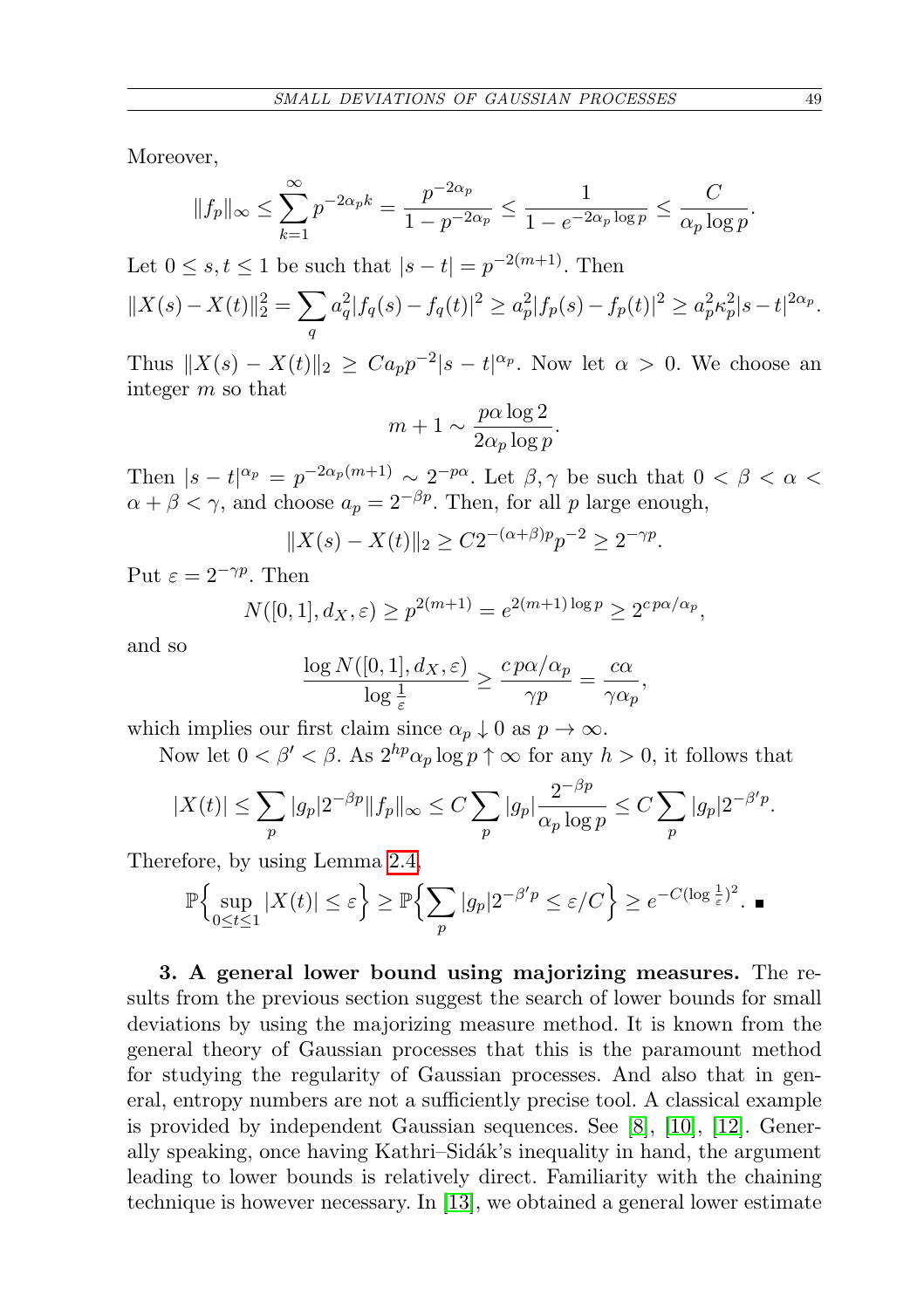Moreover,

$$\|f_p\|_\infty \le \sum_{k=1}^{\infty} p^{-2\alpha_p k} = \frac{p^{-2\alpha_p}}{1-p^{-2\alpha_p}} \le \frac{1}{1-e^{-2\alpha_p \log p}} \le \frac{C}{\alpha_p \log p}.$$

Let $0 \le s, t \le 1$ be such that $|s-t| = p^{-2(m+1)}$. Then

$$\|X(s)-X(t)\|_2^2 = \sum_q a_q^2 |f_q(s)-f_q(t)|^2 \ge a_p^2 |f_p(s)-f_p(t)|^2 \ge a_p^2 \kappa_p^2 |s-t|^{2\alpha_p}.$$

Thus $\|X(s)-X(t)\|_2 \ge C a_p p^{-2} |s-t|^{\alpha_p}$. Now let $\alpha > 0$. We choose an integer $m$ so that

$$m+1 \sim \frac{p\alpha \log 2}{2\alpha_p \log p}.$$

Then $|s-t|^{\alpha_p} = p^{-2\alpha_p(m+1)} \sim 2^{-p\alpha}$. Let $\beta, \gamma$ be such that $0 < \beta < \alpha < \alpha + \beta < \gamma$, and choose $a_p = 2^{-\beta p}$. Then, for all $p$ large enough,

$$\|X(s)-X(t)\|_2 \ge C 2^{-(\alpha+\beta)p} p^{-2} \ge 2^{-\gamma p}.$$

Put $\varepsilon = 2^{-\gamma p}$. Then

$$N([0,1], d_X, \varepsilon) \ge p^{2(m+1)} = e^{2(m+1)\log p} \ge 2^{c\, p\alpha/\alpha_p},$$

and so

$$\frac{\log N([0,1], d_X, \varepsilon)}{\log \frac{1}{\varepsilon}} \ge \frac{c\, p\alpha/\alpha_p}{\gamma p} = \frac{c\alpha}{\gamma \alpha_p},$$

which implies our first claim since $\alpha_p \downarrow 0$ as $p \to \infty$.

Now let $0 < \beta' < \beta$. As $2^{hp}\alpha_p \log p \uparrow \infty$ for any $h > 0$, it follows that

$$|X(t)| \le \sum_p |g_p| 2^{-\beta p} \|f_p\|_\infty \le C \sum_p |g_p| \frac{2^{-\beta p}}{\alpha_p \log p} \le C \sum_p |g_p| 2^{-\beta' p}.$$

Therefore, by using Lemma 2.4,

$$\mathbb{P}\Big\{ \sup_{0\le t\le 1} |X(t)| \le \varepsilon \Big\} \ge \mathbb{P}\Big\{ \sum_p |g_p| 2^{-\beta' p} \le \varepsilon / C \Big\} \ge e^{-C(\log \frac{1}{\varepsilon})^2}. \blacksquare$$

**3. A general lower bound using majorizing measures.** The results from the previous section suggest the search of lower bounds for small deviations by using the majorizing measure method. It is known from the general theory of Gaussian processes that this is the paramount method for studying the regularity of Gaussian processes. And also that in general, entropy numbers are not a sufficiently precise tool. A classical example is provided by independent Gaussian sequences. See [8], [10], [12]. Generally speaking, once having Kathri–Sidák's inequality in hand, the argument leading to lower bounds is relatively direct. Familiarity with the chaining technique is however necessary. In [13], we obtained a general lower estimate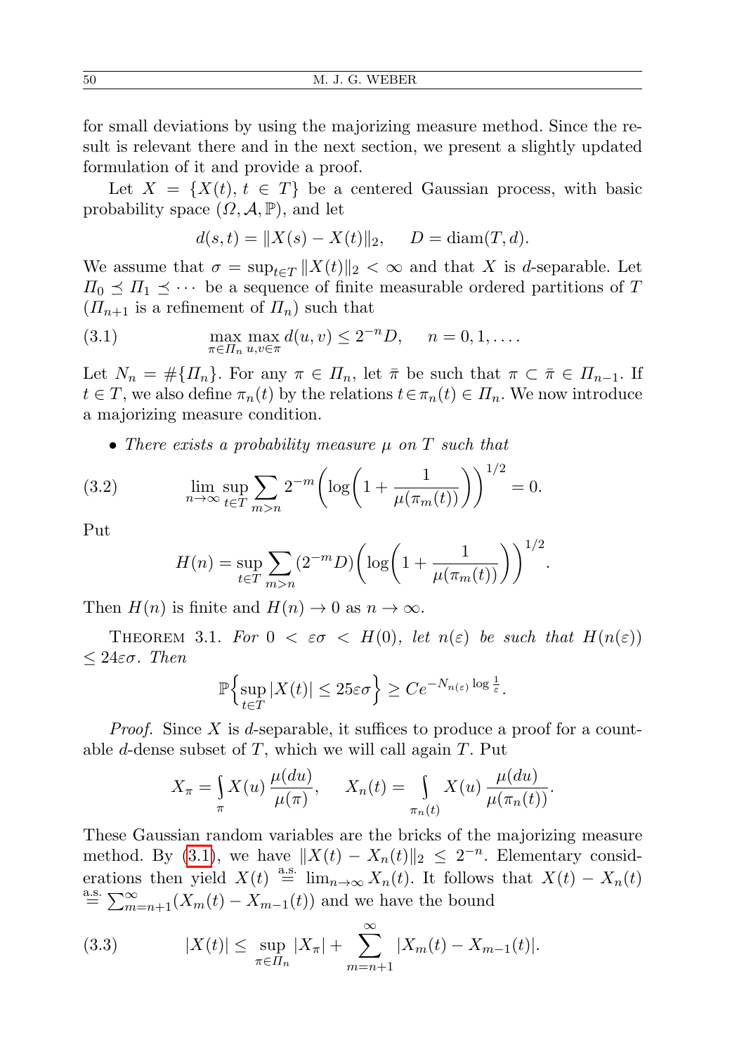for small deviations by using the majorizing measure method. Since the result is relevant there and in the next section, we present a slightly updated formulation of it and provide a proof.

Let $X = \{X(t), t \in T\}$ be a centered Gaussian process, with basic probability space $(\Omega, \mathcal{A}, \mathbb{P})$, and let

$$d(s,t) = \|X(s) - X(t)\|_2, \qquad D = \operatorname{diam}(T, d).$$

We assume that $\sigma = \sup_{t\in T} \|X(t)\|_2 < \infty$ and that $X$ is $d$-separable. Let $\Pi_0 \preceq \Pi_1 \preceq \cdots$ be a sequence of finite measurable ordered partitions of $T$ ($\Pi_{n+1}$ is a refinement of $\Pi_n$) such that

$$\max_{\pi \in \Pi_n} \max_{u,v\in\pi} d(u,v) \le 2^{-n} D, \qquad n = 0, 1, \ldots. \tag{3.1}$$

Let $N_n = \#\{\Pi_n\}$. For any $\pi \in \Pi_n$, let $\bar{\pi}$ be such that $\pi \subset \bar{\pi} \in \Pi_{n-1}$. If $t \in T$, we also define $\pi_n(t)$ by the relations $t \in \pi_n(t) \in \Pi_n$. We now introduce a majorizing measure condition.

- *There exists a probability measure $\mu$ on $T$ such that*

$$\lim_{n\to\infty} \sup_{t\in T} \sum_{m>n} 2^{-m} \bigg(\log\bigg(1 + \frac{1}{\mu(\pi_m(t))}\bigg)\bigg)^{1/2} = 0. \tag{3.2}$$

Put

$$H(n) = \sup_{t\in T} \sum_{m>n} (2^{-m} D) \bigg(\log\bigg(1 + \frac{1}{\mu(\pi_m(t))}\bigg)\bigg)^{1/2}.$$

Then $H(n)$ is finite and $H(n) \to 0$ as $n \to \infty$.

Theorem 3.1. *For $0 < \varepsilon\sigma < H(0)$, let $n(\varepsilon)$ be such that $H(n(\varepsilon)) \le 24\varepsilon\sigma$. Then*

$$\mathbb{P}\Big\{\sup_{t\in T} |X(t)| \le 25\varepsilon\sigma\Big\} \ge C e^{-N_{n(\varepsilon)} \log \frac{1}{\varepsilon}}.$$

*Proof.* Since $X$ is $d$-separable, it suffices to produce a proof for a countable $d$-dense subset of $T$, which we will call again $T$. Put

$$X_\pi = \int_\pi X(u) \, \frac{\mu(du)}{\mu(\pi)}, \qquad X_n(t) = \int_{\pi_n(t)} X(u) \, \frac{\mu(du)}{\mu(\pi_n(t))}.$$

These Gaussian random variables are the bricks of the majorizing measure method. By (3.1), we have $\|X(t) - X_n(t)\|_2 \le 2^{-n}$. Elementary considerations then yield $X(t) \overset{\text{a.s.}}{=} \lim_{n\to\infty} X_n(t)$. It follows that $X(t) - X_n(t) \overset{\text{a.s.}}{=} \sum_{m=n+1}^{\infty} (X_m(t) - X_{m-1}(t))$ and we have the bound

$$|X(t)| \le \sup_{\pi\in\Pi_n} |X_\pi| + \sum_{m=n+1}^{\infty} |X_m(t) - X_{m-1}(t)|. \tag{3.3}$$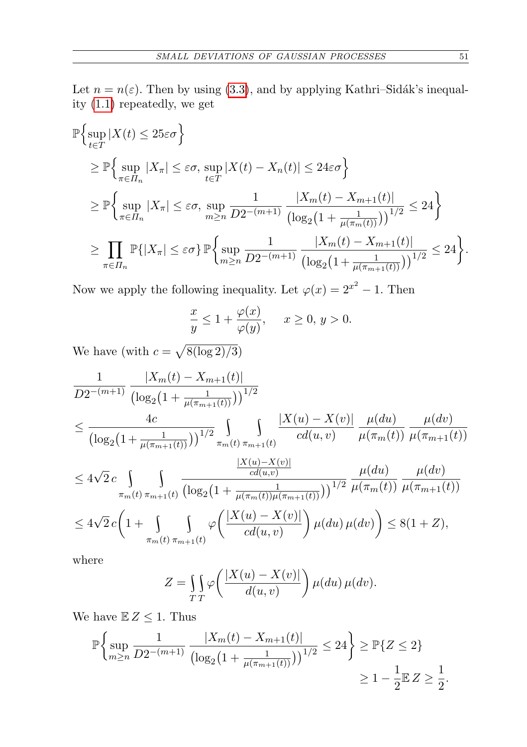Let $n = n(\varepsilon)$. Then by using (3.3), and by applying Kathri–Sidák's inequality (1.1) repeatedly, we get

$$
\begin{aligned}
&\mathbb{P}\Big\{\sup_{t\in T}|X(t) \le 25\varepsilon\sigma\Big\}\\
&\quad \ge \mathbb{P}\Big\{\sup_{\pi\in\Pi_n}|X_\pi| \le \varepsilon\sigma,\ \sup_{t\in T}|X(t)-X_n(t)| \le 24\varepsilon\sigma\Big\}\\
&\quad \ge \mathbb{P}\bigg\{\sup_{\pi\in\Pi_n}|X_\pi| \le \varepsilon\sigma,\ \sup_{m\ge n}\frac{1}{D2^{-(m+1)}}\,\frac{|X_m(t)-X_{m+1}(t)|}{\big(\log_2\big(1+\frac{1}{\mu(\pi_m(t))}\big)\big)^{1/2}} \le 24\bigg\}\\
&\quad \ge \prod_{\pi\in\Pi_n}\mathbb{P}\{|X_\pi|\le\varepsilon\sigma\}\,\mathbb{P}\bigg\{\sup_{m\ge n}\frac{1}{D2^{-(m+1)}}\,\frac{|X_m(t)-X_{m+1}(t)|}{\big(\log_2\big(1+\frac{1}{\mu(\pi_{m+1}(t))}\big)\big)^{1/2}} \le 24\bigg\}.
\end{aligned}
$$

Now we apply the following inequality. Let $\varphi(x) = 2^{x^2}-1$. Then

$$
\frac{x}{y} \le 1 + \frac{\varphi(x)}{\varphi(y)}, \qquad x \ge 0,\ y>0.
$$

We have (with $c=\sqrt{8(\log 2)/3}$)

$$
\begin{aligned}
&\frac{1}{D2^{-(m+1)}}\,\frac{|X_m(t)-X_{m+1}(t)|}{\big(\log_2\big(1+\frac{1}{\mu(\pi_{m+1}(t))}\big)\big)^{1/2}}\\
&\le \frac{4c}{\big(\log_2\big(1+\frac{1}{\mu(\pi_{m+1}(t))}\big)\big)^{1/2}}\int\limits_{\pi_m(t)}\int\limits_{\pi_{m+1}(t)}\frac{|X(u)-X(v)|}{cd(u,v)}\,\frac{\mu(du)}{\mu(\pi_m(t))}\,\frac{\mu(dv)}{\mu(\pi_{m+1}(t))}\\
&\le 4\sqrt{2}\,c\int\limits_{\pi_m(t)}\int\limits_{\pi_{m+1}(t)}\frac{\frac{|X(u)-X(v)|}{cd(u,v)}}{\big(\log_2\big(1+\frac{1}{\mu(\pi_m(t))\mu(\pi_{m+1}(t))}\big)\big)^{1/2}}\,\frac{\mu(du)}{\mu(\pi_m(t))}\,\frac{\mu(dv)}{\mu(\pi_{m+1}(t))}\\
&\le 4\sqrt{2}\,c\bigg(1+\int\limits_{\pi_m(t)}\int\limits_{\pi_{m+1}(t)}\varphi\bigg(\frac{|X(u)-X(v)|}{cd(u,v)}\bigg)\,\mu(du)\,\mu(dv)\bigg) \le 8(1+Z),
\end{aligned}
$$

where

$$
Z = \int\limits_T\int\limits_T\varphi\bigg(\frac{|X(u)-X(v)|}{d(u,v)}\bigg)\,\mu(du)\,\mu(dv).
$$

We have $\mathbb{E}\,Z \le 1$. Thus

$$
\begin{aligned}
\mathbb{P}\bigg\{\sup_{m\ge n}\frac{1}{D2^{-(m+1)}}\,\frac{|X_m(t)-X_{m+1}(t)|}{\big(\log_2\big(1+\frac{1}{\mu(\pi_{m+1}(t))}\big)\big)^{1/2}} \le 24\bigg\} &\ge \mathbb{P}\{Z\le 2\}\\
&\ge 1-\frac{1}{2}\mathbb{E}\,Z \ge \frac{1}{2}.
\end{aligned}
$$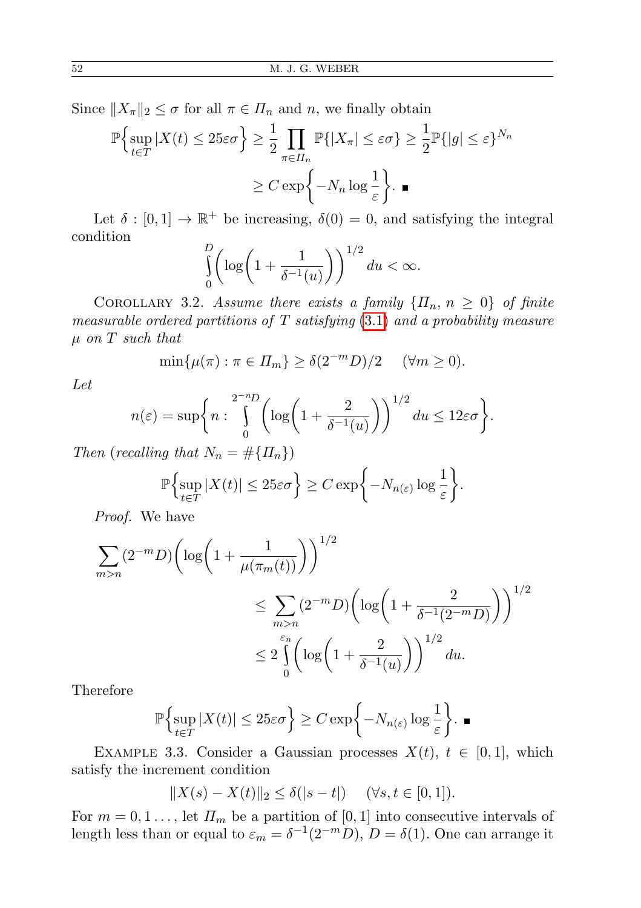Since $\|X_\pi\|_2 \le \sigma$ for all $\pi \in \Pi_n$ and $n$, we finally obtain

$$\mathbb{P}\Big\{\sup_{t\in T}|X(t) \le 25\varepsilon\sigma\Big\} \ge \frac{1}{2}\prod_{\pi\in\Pi_n}\mathbb{P}\{|X_\pi| \le \varepsilon\sigma\} \ge \frac{1}{2}\mathbb{P}\{|g| \le \varepsilon\}^{N_n}$$

$$\ge C\exp\Big\{-N_n \log\frac{1}{\varepsilon}\Big\}. \blacksquare$$

Let $\delta : [0,1] \to \mathbb{R}^+$ be increasing, $\delta(0) = 0$, and satisfying the integral condition

$$\int_0^D \bigg(\log\bigg(1 + \frac{1}{\delta^{-1}(u)}\bigg)\bigg)^{1/2} du < \infty.$$

Corollary 3.2. *Assume there exists a family $\{\Pi_n, n \ge 0\}$ of finite measurable ordered partitions of $T$ satisfying* (3.1) *and a probability measure $\mu$ on $T$ such that*

$$\min\{\mu(\pi) : \pi \in \Pi_m\} \ge \delta(2^{-m}D)/2 \quad (\forall m \ge 0).$$

*Let*

$$n(\varepsilon) = \sup\bigg\{n : \int_0^{2^{-n}D}\bigg(\log\bigg(1 + \frac{2}{\delta^{-1}(u)}\bigg)\bigg)^{1/2} du \le 12\varepsilon\sigma\bigg\}.$$

*Then* (*recalling that $N_n = \#\{\Pi_n\}$*)

$$\mathbb{P}\Big\{\sup_{t\in T}|X(t)| \le 25\varepsilon\sigma\Big\} \ge C\exp\Big\{-N_{n(\varepsilon)}\log\frac{1}{\varepsilon}\Big\}.$$

*Proof.* We have

$$\sum_{m>n}(2^{-m}D)\bigg(\log\bigg(1 + \frac{1}{\mu(\pi_m(t))}\bigg)\bigg)^{1/2}$$

$$\le \sum_{m>n}(2^{-m}D)\bigg(\log\bigg(1 + \frac{2}{\delta^{-1}(2^{-m}D)}\bigg)\bigg)^{1/2}$$

$$\le 2\int_0^{\varepsilon_n}\bigg(\log\bigg(1 + \frac{2}{\delta^{-1}(u)}\bigg)\bigg)^{1/2} du.$$

Therefore

$$\mathbb{P}\Big\{\sup_{t\in T}|X(t)| \le 25\varepsilon\sigma\Big\} \ge C\exp\Big\{-N_{n(\varepsilon)}\log\frac{1}{\varepsilon}\Big\}. \blacksquare$$

Example 3.3. Consider a Gaussian processes $X(t)$, $t \in [0,1]$, which satisfy the increment condition

$$\|X(s) - X(t)\|_2 \le \delta(|s-t|) \quad (\forall s,t \in [0,1]).$$

For $m = 0, 1 \ldots,$ let $\Pi_m$ be a partition of $[0,1]$ into consecutive intervals of length less than or equal to $\varepsilon_m = \delta^{-1}(2^{-m}D)$, $D = \delta(1)$. One can arrange it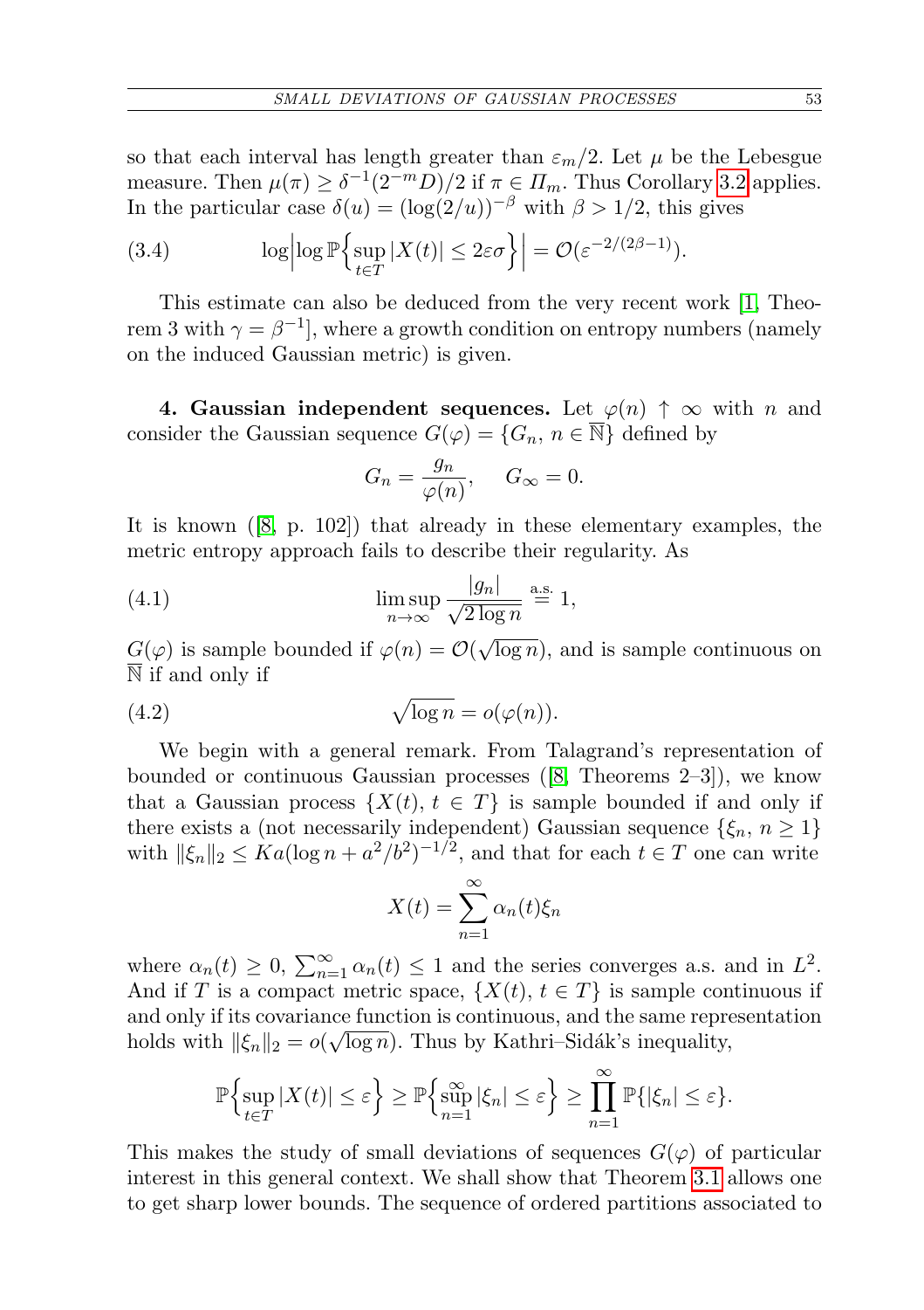so that each interval has length greater than $\varepsilon_m/2$. Let $\mu$ be the Lebesgue measure. Then $\mu(\pi) \geq \delta^{-1}(2^{-m}D)/2$ if $\pi \in \Pi_m$. Thus Corollary 3.2 applies. In the particular case $\delta(u) = (\log(2/u))^{-\beta}$ with $\beta > 1/2$, this gives

$$\log\Big|\log \mathbb{P}\Big\{\sup_{t\in T}|X(t)| \leq 2\varepsilon\sigma\Big\}\Big| = \mathcal{O}(\varepsilon^{-2/(2\beta-1)}). \tag{3.4}$$

This estimate can also be deduced from the very recent work [1, Theorem 3 with $\gamma = \beta^{-1}$], where a growth condition on entropy numbers (namely on the induced Gaussian metric) is given.

**4. Gaussian independent sequences.** Let $\varphi(n) \uparrow \infty$ with $n$ and consider the Gaussian sequence $G(\varphi) = \{G_n,\ n \in \overline{\mathbb{N}}\}$ defined by

$$G_n = \frac{g_n}{\varphi(n)}, \qquad G_\infty = 0.$$

It is known ([8, p. 102]) that already in these elementary examples, the metric entropy approach fails to describe their regularity. As

$$\limsup_{n\to\infty} \frac{|g_n|}{\sqrt{2\log n}} \overset{\text{a.s.}}{=} 1, \tag{4.1}$$

$G(\varphi)$ is sample bounded if $\varphi(n) = \mathcal{O}(\sqrt{\log n})$, and is sample continuous on $\overline{\mathbb{N}}$ if and only if

$$\sqrt{\log n} = o(\varphi(n)). \tag{4.2}$$

We begin with a general remark. From Talagrand's representation of bounded or continuous Gaussian processes ([8, Theorems 2–3]), we know that a Gaussian process $\{X(t),\ t \in T\}$ is sample bounded if and only if there exists a (not necessarily independent) Gaussian sequence $\{\xi_n,\ n \geq 1\}$ with $\|\xi_n\|_2 \leq Ka(\log n + a^2/b^2)^{-1/2}$, and that for each $t \in T$ one can write

$$X(t) = \sum_{n=1}^{\infty} \alpha_n(t)\xi_n$$

where $\alpha_n(t) \geq 0$, $\sum_{n=1}^{\infty} \alpha_n(t) \leq 1$ and the series converges a.s. and in $L^2$. And if $T$ is a compact metric space, $\{X(t),\ t \in T\}$ is sample continuous if and only if its covariance function is continuous, and the same representation holds with $\|\xi_n\|_2 = o(\sqrt{\log n})$. Thus by Kathri–Sidák's inequality,

$$\mathbb{P}\Big\{\sup_{t\in T}|X(t)| \leq \varepsilon\Big\} \geq \mathbb{P}\Big\{\sup_{n=1}^{\infty}|\xi_n| \leq \varepsilon\Big\} \geq \prod_{n=1}^{\infty} \mathbb{P}\{|\xi_n| \leq \varepsilon\}.$$

This makes the study of small deviations of sequences $G(\varphi)$ of particular interest in this general context. We shall show that Theorem 3.1 allows one to get sharp lower bounds. The sequence of ordered partitions associated to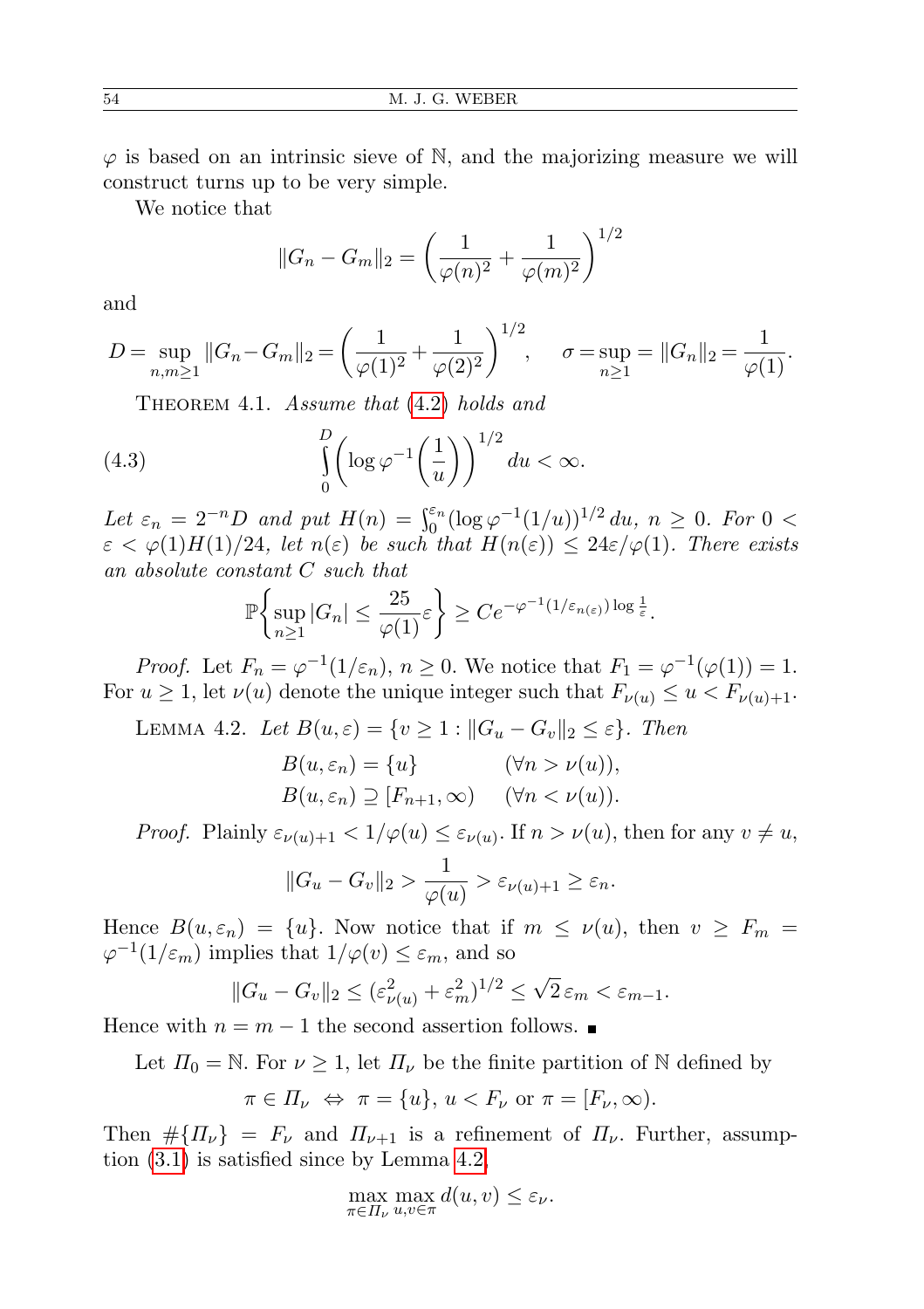$\varphi$ is based on an intrinsic sieve of $\mathbb{N}$, and the majorizing measure we will construct turns up to be very simple.

We notice that

$$\|G_n - G_m\|_2 = \left(\frac{1}{\varphi(n)^2} + \frac{1}{\varphi(m)^2}\right)^{1/2}$$

and

$$D = \sup_{n,m\ge 1} \|G_n - G_m\|_2 = \left(\frac{1}{\varphi(1)^2} + \frac{1}{\varphi(2)^2}\right)^{1/2}, \qquad \sigma = \sup_{n\ge 1} = \|G_n\|_2 = \frac{1}{\varphi(1)}.$$

THEOREM 4.1. *Assume that* (4.2) *holds and*

$$\int_0^D \left(\log \varphi^{-1}\left(\frac{1}{u}\right)\right)^{1/2} du < \infty. \tag{4.3}$$

*Let* $\varepsilon_n = 2^{-n}D$ *and put* $H(n) = \int_0^{\varepsilon_n} (\log \varphi^{-1}(1/u))^{1/2}\, du$, $n \ge 0$. *For* $0 < \varepsilon < \varphi(1)H(1)/24$, *let* $n(\varepsilon)$ *be such that* $H(n(\varepsilon)) \le 24\varepsilon/\varphi(1)$. *There exists an absolute constant* $C$ *such that*

$$\mathbb{P}\left\{\sup_{n\ge 1} |G_n| \le \frac{25}{\varphi(1)}\varepsilon\right\} \ge Ce^{-\varphi^{-1}(1/\varepsilon_{n(\varepsilon)})\log\frac{1}{\varepsilon}}.$$

*Proof.* Let $F_n = \varphi^{-1}(1/\varepsilon_n)$, $n \ge 0$. We notice that $F_1 = \varphi^{-1}(\varphi(1)) = 1$. For $u \ge 1$, let $\nu(u)$ denote the unique integer such that $F_{\nu(u)} \le u < F_{\nu(u)+1}$.

LEMMA 4.2. *Let* $B(u, \varepsilon) = \{v \ge 1 : \|G_u - G_v\|_2 \le \varepsilon\}$. *Then*

$$B(u, \varepsilon_n) = \{u\} \qquad (\forall n > \nu(u)),$$
$$B(u, \varepsilon_n) \supseteq [F_{n+1}, \infty) \qquad (\forall n < \nu(u)).$$

*Proof.* Plainly $\varepsilon_{\nu(u)+1} < 1/\varphi(u) \le \varepsilon_{\nu(u)}$. If $n > \nu(u)$, then for any $v \ne u$,

$$\|G_u - G_v\|_2 > \frac{1}{\varphi(u)} > \varepsilon_{\nu(u)+1} \ge \varepsilon_n.$$

Hence $B(u, \varepsilon_n) = \{u\}$. Now notice that if $m \le \nu(u)$, then $v \ge F_m = \varphi^{-1}(1/\varepsilon_m)$ implies that $1/\varphi(v) \le \varepsilon_m$, and so

$$\|G_u - G_v\|_2 \le (\varepsilon_{\nu(u)}^2 + \varepsilon_m^2)^{1/2} \le \sqrt{2}\,\varepsilon_m < \varepsilon_{m-1}.$$

Hence with $n = m - 1$ the second assertion follows. ∎

Let $\Pi_0 = \mathbb{N}$. For $\nu \ge 1$, let $\Pi_\nu$ be the finite partition of $\mathbb{N}$ defined by

$$\pi \in \Pi_\nu \iff \pi = \{u\},\ u < F_\nu \text{ or } \pi = [F_\nu, \infty).$$

Then $\#\{\Pi_\nu\} = F_\nu$ and $\Pi_{\nu+1}$ is a refinement of $\Pi_\nu$. Further, assumption (3.1) is satisfied since by Lemma 4.2,

$$\max_{\pi\in\Pi_\nu} \max_{u,v\in\pi} d(u, v) \le \varepsilon_\nu.$$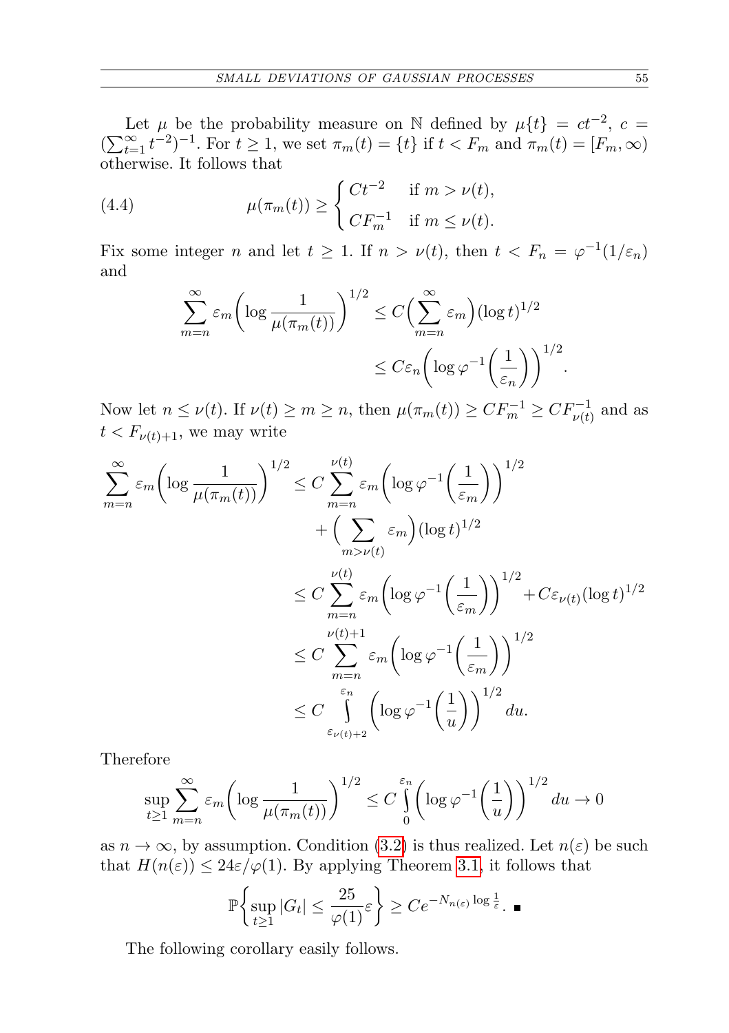Let $\mu$ be the probability measure on $\mathbb{N}$ defined by $\mu\{t\} = ct^{-2}$, $c = (\sum_{t=1}^{\infty} t^{-2})^{-1}$. For $t \geq 1$, we set $\pi_m(t) = \{t\}$ if $t < F_m$ and $\pi_m(t) = [F_m, \infty)$ otherwise. It follows that

$$\mu(\pi_m(t)) \geq \begin{cases} Ct^{-2} & \text{if } m > \nu(t), \\ CF_m^{-1} & \text{if } m \leq \nu(t). \end{cases} \tag{4.4}$$

Fix some integer $n$ and let $t \geq 1$. If $n > \nu(t)$, then $t < F_n = \varphi^{-1}(1/\varepsilon_n)$ and

$$\sum_{m=n}^{\infty} \varepsilon_m \bigg(\log \frac{1}{\mu(\pi_m(t))}\bigg)^{1/2} \leq C\Big(\sum_{m=n}^{\infty} \varepsilon_m\Big)(\log t)^{1/2} \leq C\varepsilon_n \bigg(\log \varphi^{-1}\bigg(\frac{1}{\varepsilon_n}\bigg)\bigg)^{1/2}.$$

Now let $n \leq \nu(t)$. If $\nu(t) \geq m \geq n$, then $\mu(\pi_m(t)) \geq CF_m^{-1} \geq CF_{\nu(t)}^{-1}$ and as $t < F_{\nu(t)+1}$, we may write

$$\begin{aligned}
\sum_{m=n}^{\infty} \varepsilon_m \bigg(\log \frac{1}{\mu(\pi_m(t))}\bigg)^{1/2} &\leq C \sum_{m=n}^{\nu(t)} \varepsilon_m \bigg(\log \varphi^{-1}\bigg(\frac{1}{\varepsilon_m}\bigg)\bigg)^{1/2} + \Big(\sum_{m>\nu(t)} \varepsilon_m\Big)(\log t)^{1/2} \\
&\leq C \sum_{m=n}^{\nu(t)} \varepsilon_m \bigg(\log \varphi^{-1}\bigg(\frac{1}{\varepsilon_m}\bigg)\bigg)^{1/2} + C\varepsilon_{\nu(t)}(\log t)^{1/2} \\
&\leq C \sum_{m=n}^{\nu(t)+1} \varepsilon_m \bigg(\log \varphi^{-1}\bigg(\frac{1}{\varepsilon_m}\bigg)\bigg)^{1/2} \\
&\leq C \int_{\varepsilon_{\nu(t)+2}}^{\varepsilon_n} \bigg(\log \varphi^{-1}\bigg(\frac{1}{u}\bigg)\bigg)^{1/2} du.
\end{aligned}$$

Therefore

$$\sup_{t\geq 1} \sum_{m=n}^{\infty} \varepsilon_m \bigg(\log \frac{1}{\mu(\pi_m(t))}\bigg)^{1/2} \leq C \int_0^{\varepsilon_n} \bigg(\log \varphi^{-1}\bigg(\frac{1}{u}\bigg)\bigg)^{1/2} du \to 0$$

as $n \to \infty$, by assumption. Condition (3.2) is thus realized. Let $n(\varepsilon)$ be such that $H(n(\varepsilon)) \leq 24\varepsilon/\varphi(1)$. By applying Theorem 3.1, it follows that

$$\mathbb{P}\bigg\{\sup_{t\geq 1} |G_t| \leq \frac{25}{\varphi(1)}\varepsilon\bigg\} \geq Ce^{-N_{n(\varepsilon)} \log \frac{1}{\varepsilon}}. \ \blacksquare$$

The following corollary easily follows.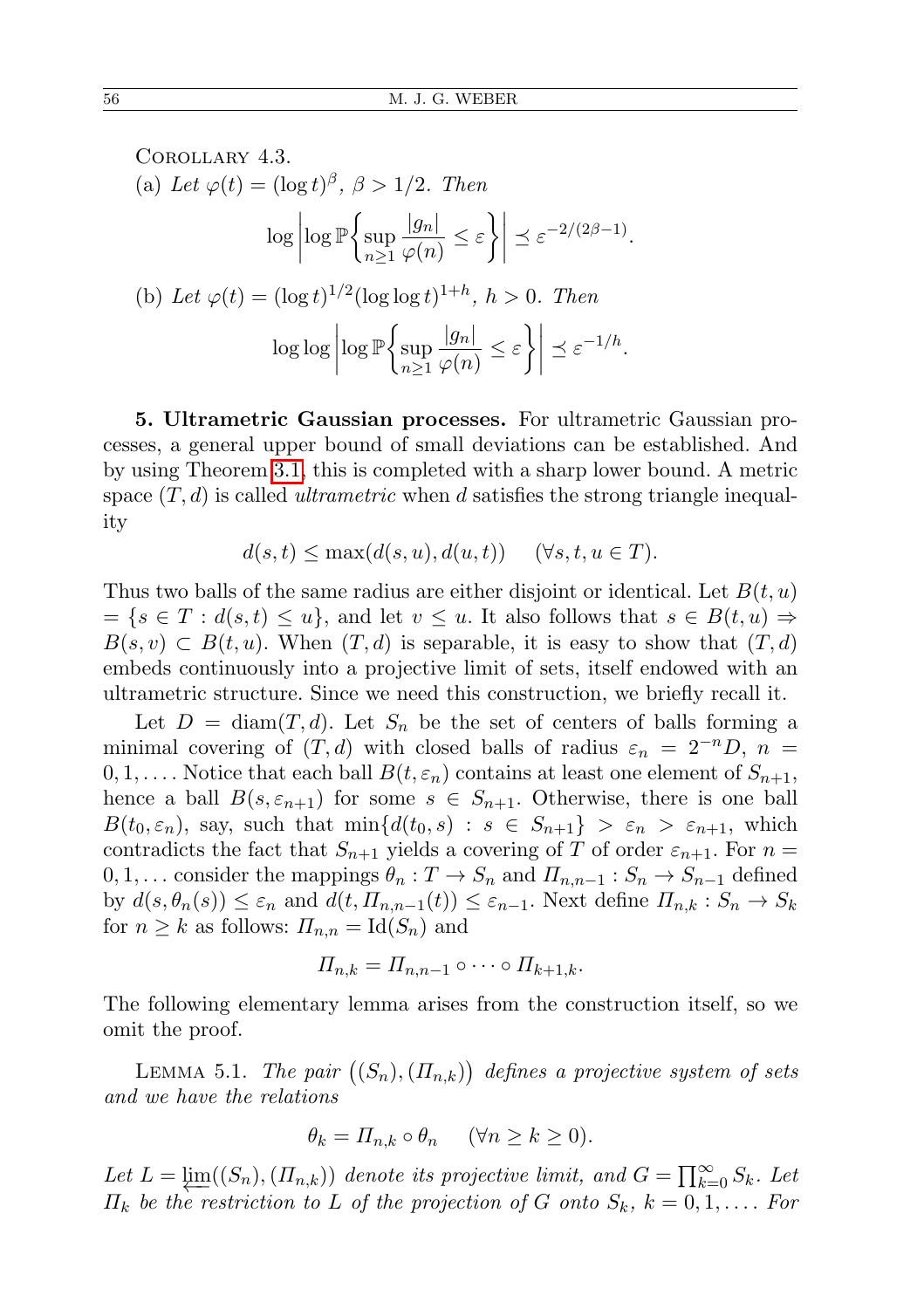Corollary 4.3.

(a) *Let* $\varphi(t) = (\log t)^\beta$, $\beta > 1/2$. *Then*

$$\log \left| \log \mathbb{P}\left\{ \sup_{n\ge 1} \frac{|g_n|}{\varphi(n)} \le \varepsilon \right\} \right| \preceq \varepsilon^{-2/(2\beta-1)}.$$

(b) *Let* $\varphi(t) = (\log t)^{1/2}(\log\log t)^{1+h}$, $h > 0$. *Then*

$$\log\log \left| \log \mathbb{P}\left\{ \sup_{n\ge 1} \frac{|g_n|}{\varphi(n)} \le \varepsilon \right\} \right| \preceq \varepsilon^{-1/h}.$$

**5. Ultrametric Gaussian processes.** For ultrametric Gaussian processes, a general upper bound of small deviations can be established. And by using Theorem 3.1, this is completed with a sharp lower bound. A metric space $(T, d)$ is called *ultrametric* when $d$ satisfies the strong triangle inequality

$$d(s,t) \le \max(d(s,u), d(u,t)) \quad (\forall s,t,u \in T).$$

Thus two balls of the same radius are either disjoint or identical. Let $B(t,u) = \{s \in T : d(s,t) \le u\}$, and let $v \le u$. It also follows that $s \in B(t,u) \Rightarrow B(s,v) \subset B(t,u)$. When $(T,d)$ is separable, it is easy to show that $(T,d)$ embeds continuously into a projective limit of sets, itself endowed with an ultrametric structure. Since we need this construction, we briefly recall it.

Let $D = \operatorname{diam}(T,d)$. Let $S_n$ be the set of centers of balls forming a minimal covering of $(T,d)$ with closed balls of radius $\varepsilon_n = 2^{-n}D$, $n = 0,1,\ldots$. Notice that each ball $B(t,\varepsilon_n)$ contains at least one element of $S_{n+1}$, hence a ball $B(s,\varepsilon_{n+1})$ for some $s \in S_{n+1}$. Otherwise, there is one ball $B(t_0,\varepsilon_n)$, say, such that $\min\{d(t_0,s) : s \in S_{n+1}\} > \varepsilon_n > \varepsilon_{n+1}$, which contradicts the fact that $S_{n+1}$ yields a covering of $T$ of order $\varepsilon_{n+1}$. For $n = 0,1,\ldots$ consider the mappings $\theta_n : T \to S_n$ and $\Pi_{n,n-1} : S_n \to S_{n-1}$ defined by $d(s,\theta_n(s)) \le \varepsilon_n$ and $d(t,\Pi_{n,n-1}(t)) \le \varepsilon_{n-1}$. Next define $\Pi_{n,k} : S_n \to S_k$ for $n \ge k$ as follows: $\Pi_{n,n} = \operatorname{Id}(S_n)$ and

$$\Pi_{n,k} = \Pi_{n,n-1} \circ \cdots \circ \Pi_{k+1,k}.$$

The following elementary lemma arises from the construction itself, so we omit the proof.

Lemma 5.1. *The pair* $((S_n),(\Pi_{n,k}))$ *defines a projective system of sets and we have the relations*

$$\theta_k = \Pi_{n,k} \circ \theta_n \quad (\forall n \ge k \ge 0).$$

*Let* $L = \varprojlim((S_n),(\Pi_{n,k}))$ *denote its projective limit, and* $G = \prod_{k=0}^{\infty} S_k$. *Let* $\Pi_k$ *be the restriction to* $L$ *of the projection of* $G$ *onto* $S_k$, $k = 0,1,\ldots$. *For*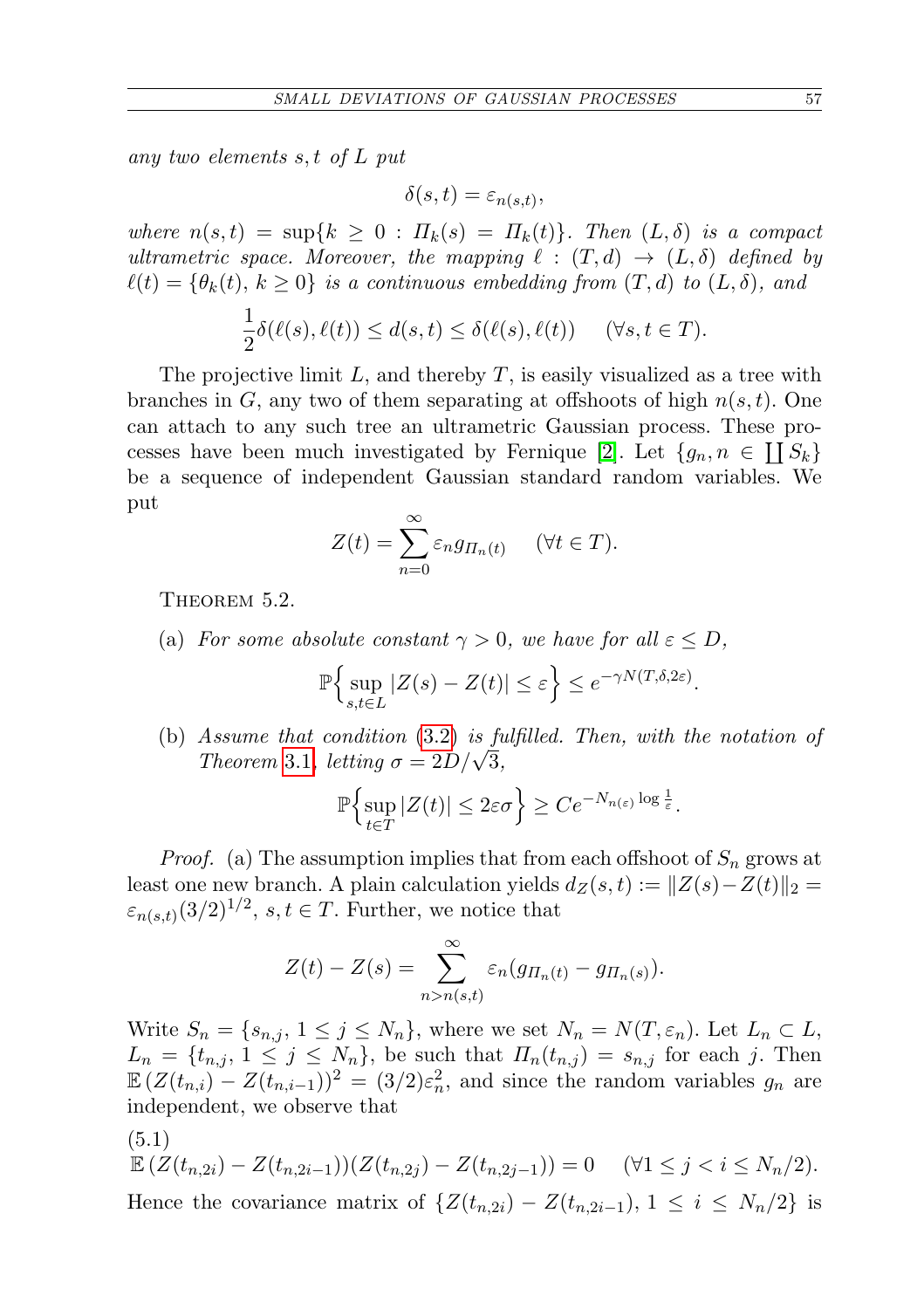*any two elements $s, t$ of $L$ put*

$$\delta(s,t) = \varepsilon_{n(s,t)},$$

*where $n(s,t) = \sup\{k \geq 0 : \Pi_k(s) = \Pi_k(t)\}$. Then $(L, \delta)$ is a compact ultrametric space. Moreover, the mapping $\ell : (T, d) \to (L, \delta)$ defined by $\ell(t) = \{\theta_k(t),\, k \geq 0\}$ is a continuous embedding from $(T, d)$ to $(L, \delta)$, and*

$$\frac{1}{2}\delta(\ell(s), \ell(t)) \leq d(s,t) \leq \delta(\ell(s), \ell(t)) \qquad (\forall s, t \in T).$$

The projective limit $L$, and thereby $T$, is easily visualized as a tree with branches in $G$, any two of them separating at offshoots of high $n(s,t)$. One can attach to any such tree an ultrametric Gaussian process. These processes have been much investigated by Fernique [2]. Let $\{g_n, n \in \coprod S_k\}$ be a sequence of independent Gaussian standard random variables. We put

$$Z(t) = \sum_{n=0}^{\infty} \varepsilon_n g_{\Pi_n(t)} \qquad (\forall t \in T).$$

Theorem 5.2.

(a) *For some absolute constant $\gamma > 0$, we have for all $\varepsilon \leq D$,*

$$\mathbb{P}\Big\{\sup_{s,t \in L} |Z(s) - Z(t)| \leq \varepsilon\Big\} \leq e^{-\gamma N(T,\delta,2\varepsilon)}.$$

(b) *Assume that condition (3.2) is fulfilled. Then, with the notation of Theorem 3.1, letting $\sigma = 2D/\sqrt{3}$,*

$$\mathbb{P}\Big\{\sup_{t \in T} |Z(t)| \leq 2\varepsilon\sigma\Big\} \geq C e^{-N_{n(\varepsilon)} \log \frac{1}{\varepsilon}}.$$

*Proof.* (a) The assumption implies that from each offshoot of $S_n$ grows at least one new branch. A plain calculation yields $d_Z(s,t) := \|Z(s) - Z(t)\|_2 = \varepsilon_{n(s,t)}(3/2)^{1/2}$, $s, t \in T$. Further, we notice that

$$Z(t) - Z(s) = \sum_{n > n(s,t)}^{\infty} \varepsilon_n (g_{\Pi_n(t)} - g_{\Pi_n(s)}).$$

Write $S_n = \{s_{n,j},\, 1 \leq j \leq N_n\}$, where we set $N_n = N(T, \varepsilon_n)$. Let $L_n \subset L$, $L_n = \{t_{n,j},\, 1 \leq j \leq N_n\}$, be such that $\Pi_n(t_{n,j}) = s_{n,j}$ for each $j$. Then $\mathbb{E}\,(Z(t_{n,i}) - Z(t_{n,i-1}))^2 = (3/2)\varepsilon_n^2$, and since the random variables $g_n$ are independent, we observe that

(5.1)
$$\mathbb{E}\,(Z(t_{n,2i}) - Z(t_{n,2i-1}))(Z(t_{n,2j}) - Z(t_{n,2j-1})) = 0 \qquad (\forall 1 \leq j < i \leq N_n/2).$$

Hence the covariance matrix of $\{Z(t_{n,2i}) - Z(t_{n,2i-1}),\, 1 \leq i \leq N_n/2\}$ is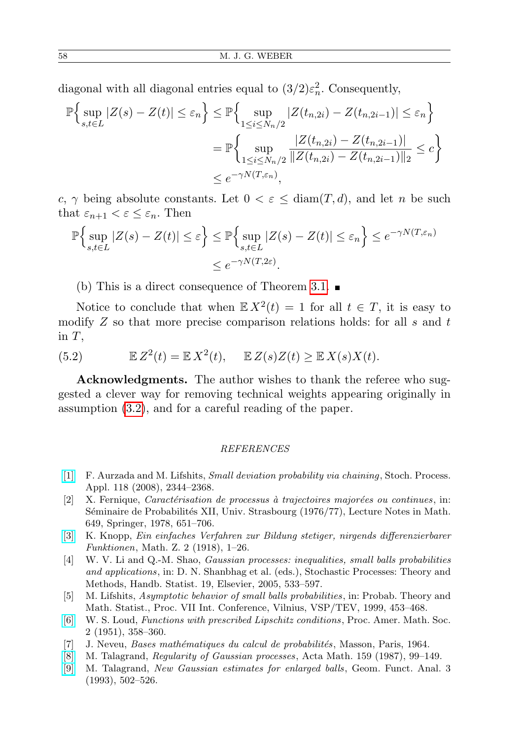diagonal with all diagonal entries equal to $(3/2)\varepsilon_n^2$. Consequently,

$$
\begin{aligned}
\mathbb{P}\Big\{\sup_{s,t\in L}|Z(s)-Z(t)|\le\varepsilon_n\Big\} &\le \mathbb{P}\Big\{\sup_{1\le i\le N_n/2}|Z(t_{n,2i})-Z(t_{n,2i-1})|\le\varepsilon_n\Big\}\\
&= \mathbb{P}\Big\{\sup_{1\le i\le N_n/2}\frac{|Z(t_{n,2i})-Z(t_{n,2i-1})|}{\|Z(t_{n,2i})-Z(t_{n,2i-1})\|_2}\le c\Big\}\\
&\le e^{-\gamma N(T,\varepsilon_n)},
\end{aligned}
$$

$c$, $\gamma$ being absolute constants. Let $0<\varepsilon\le\operatorname{diam}(T,d)$, and let $n$ be such that $\varepsilon_{n+1}<\varepsilon\le\varepsilon_n$. Then

$$
\begin{aligned}
\mathbb{P}\Big\{\sup_{s,t\in L}|Z(s)-Z(t)|\le\varepsilon\Big\} &\le \mathbb{P}\Big\{\sup_{s,t\in L}|Z(s)-Z(t)|\le\varepsilon_n\Big\}\le e^{-\gamma N(T,\varepsilon_n)}\\
&\le e^{-\gamma N(T,2\varepsilon)}.
\end{aligned}
$$

(b) This is a direct consequence of Theorem 3.1. ∎

Notice to conclude that when $\mathbb{E}\,X^2(t)=1$ for all $t\in T$, it is easy to modify $Z$ so that more precise comparison relations holds: for all $s$ and $t$ in $T$,

$$
\mathbb{E}\,Z^2(t)=\mathbb{E}\,X^2(t),\qquad \mathbb{E}\,Z(s)Z(t)\ge\mathbb{E}\,X(s)X(t). \tag{5.2}
$$

**Acknowledgments.** The author wishes to thank the referee who suggested a clever way for removing technical weights appearing originally in assumption (3.2), and for a careful reading of the paper.

## REFERENCES

[1] F. Aurzada and M. Lifshits, *Small deviation probability via chaining*, Stoch. Process. Appl. 118 (2008), 2344–2368.

[2] X. Fernique, *Caractérisation de processus à trajectoires majorées ou continues*, in: Séminaire de Probabilités XII, Univ. Strasbourg (1976/77), Lecture Notes in Math. 649, Springer, 1978, 651–706.

[3] K. Knopp, *Ein einfaches Verfahren zur Bildung stetiger, nirgends differenzierbarer Funktionen*, Math. Z. 2 (1918), 1–26.

[4] W. V. Li and Q.-M. Shao, *Gaussian processes: inequalities, small balls probabilities and applications*, in: D. N. Shanbhag et al. (eds.), Stochastic Processes: Theory and Methods, Handb. Statist. 19, Elsevier, 2005, 533–597.

[5] M. Lifshits, *Asymptotic behavior of small balls probabilities*, in: Probab. Theory and Math. Statist., Proc. VII Int. Conference, Vilnius, VSP/TEV, 1999, 453–468.

[6] W. S. Loud, *Functions with prescribed Lipschitz conditions*, Proc. Amer. Math. Soc. 2 (1951), 358–360.

[7] J. Neveu, *Bases mathématiques du calcul de probabilités*, Masson, Paris, 1964.

[8] M. Talagrand, *Regularity of Gaussian processes*, Acta Math. 159 (1987), 99–149.

[9] M. Talagrand, *New Gaussian estimates for enlarged balls*, Geom. Funct. Anal. 3 (1993), 502–526.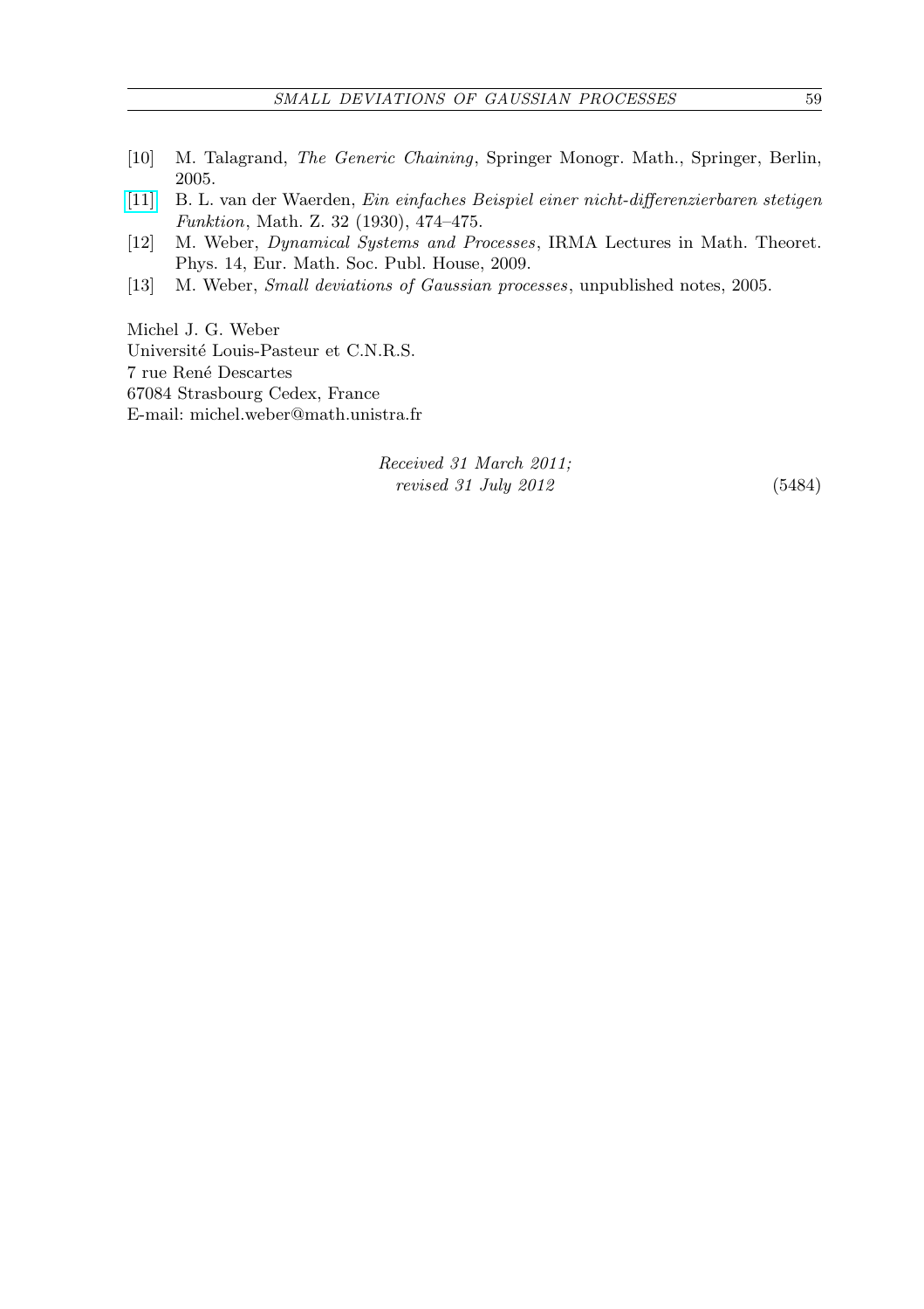[10] M. Talagrand, *The Generic Chaining*, Springer Monogr. Math., Springer, Berlin, 2005.

[11] B. L. van der Waerden, *Ein einfaches Beispiel einer nicht-differenzierbaren stetigen Funktion*, Math. Z. 32 (1930), 474–475.

[12] M. Weber, *Dynamical Systems and Processes*, IRMA Lectures in Math. Theoret. Phys. 14, Eur. Math. Soc. Publ. House, 2009.

[13] M. Weber, *Small deviations of Gaussian processes*, unpublished notes, 2005.

Michel J. G. Weber
Université Louis-Pasteur et C.N.R.S.
7 rue René Descartes
67084 Strasbourg Cedex, France
E-mail: michel.weber@math.unistra.fr

*Received 31 March 2011;*
*revised 31 July 2012* (5484)